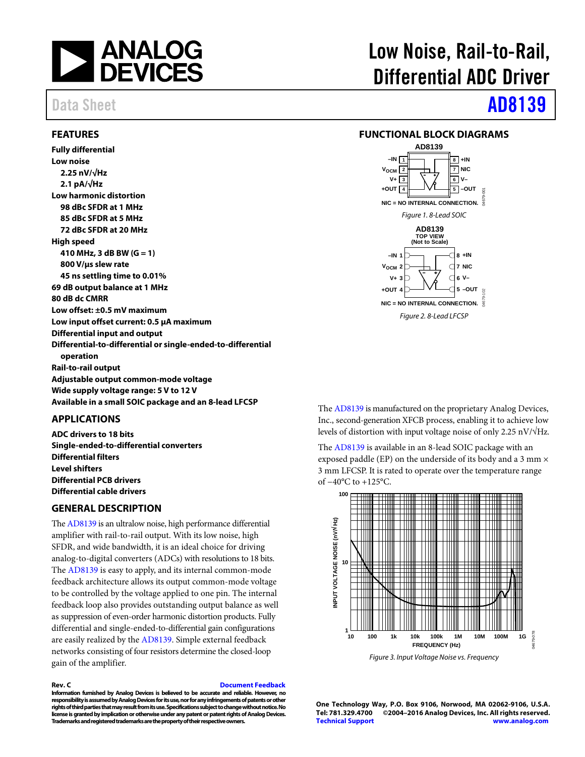# Low Noise, Rail-to-Rail, Differential ADC Driver

Data Sheet **AD8139**

## FEATURES

**Fully differential**
**Low noise**
- **2.25 nV/√Hz**
- **2.1 pA/√Hz**

**Low harmonic distortion**
- **98 dBc SFDR at 1 MHz**
- **85 dBc SFDR at 5 MHz**
- **72 dBc SFDR at 20 MHz**

**High speed**
- **410 MHz, 3 dB BW (G = 1)**
- **800 V/µs slew rate**
- **45 ns settling time to 0.01%**

**69 dB output balance at 1 MHz**
**80 dB dc CMRR**
**Low offset: ±0.5 mV maximum**
**Low input offset current: 0.5 µA maximum**
**Differential input and output**
**Differential-to-differential or single-ended-to-differential operation**
**Rail-to-rail output**
**Adjustable output common-mode voltage**
**Wide supply voltage range: 5 V to 12 V**
**Available in a small SOIC package and an 8-lead LFCSP**

## APPLICATIONS

**ADC drivers to 18 bits**
**Single-ended-to-differential converters**
**Differential filters**
**Level shifters**
**Differential PCB drivers**
**Differential cable drivers**

## GENERAL DESCRIPTION

The AD8139 is an ultralow noise, high performance differential amplifier with rail-to-rail output. With its low noise, high SFDR, and wide bandwidth, it is an ideal choice for driving analog-to-digital converters (ADCs) with resolutions to 18 bits. The AD8139 is easy to apply, and its internal common-mode feedback architecture allows its output common-mode voltage to be controlled by the voltage applied to one pin. The internal feedback loop also provides outstanding output balance as well as suppression of even-order harmonic distortion products. Fully differential and single-ended-to-differential gain configurations are easily realized by the AD8139. Simple external feedback networks consisting of four resistors determine the closed-loop gain of the amplifier.

The AD8139 is manufactured on the proprietary Analog Devices, Inc., second-generation XFCB process, enabling it to achieve low levels of distortion with input voltage noise of only 2.25 nV/√Hz.

The AD8139 is available in an 8-lead SOIC package with an exposed paddle (EP) on the underside of its body and a 3 mm × 3 mm LFCSP. It is rated to operate over the temperature range of −40°C to +125°C.

## FUNCTIONAL BLOCK DIAGRAMS

AD8139

–IN 1, VOCM 2, V+ 3, +OUT 4, 8 +IN, 7 NIC, 6 V–, 5 –OUT

NIC = NO INTERNAL CONNECTION.

*Figure 1. 8-Lead SOIC*

AD8139
TOP VIEW
(Not to Scale)

–IN 1, VOCM 2, V+ 3, +OUT 4, 8 +IN, 7 NIC, 6 V–, 5 –OUT

NIC = NO INTERNAL CONNECTION.

*Figure 2. 8-Lead LFCSP*

*Figure 3. Input Voltage Noise vs. Frequency*

Rev. C

Information furnished by Analog Devices is believed to be accurate and reliable. However, no responsibility is assumed by Analog Devices for its use, nor for any infringements of patents or other rights of third parties that may result from its use. Specifications subject to change without notice. No license is granted by implication or otherwise under any patent or patent rights of Analog Devices. Trademarks and registered trademarks are the property of their respective owners.

One Technology Way, P.O. Box 9106, Norwood, MA 02062-9106, U.S.A.
Tel: 781.329.4700 ©2004–2016 Analog Devices, Inc. All rights reserved.
Technical Support www.analog.com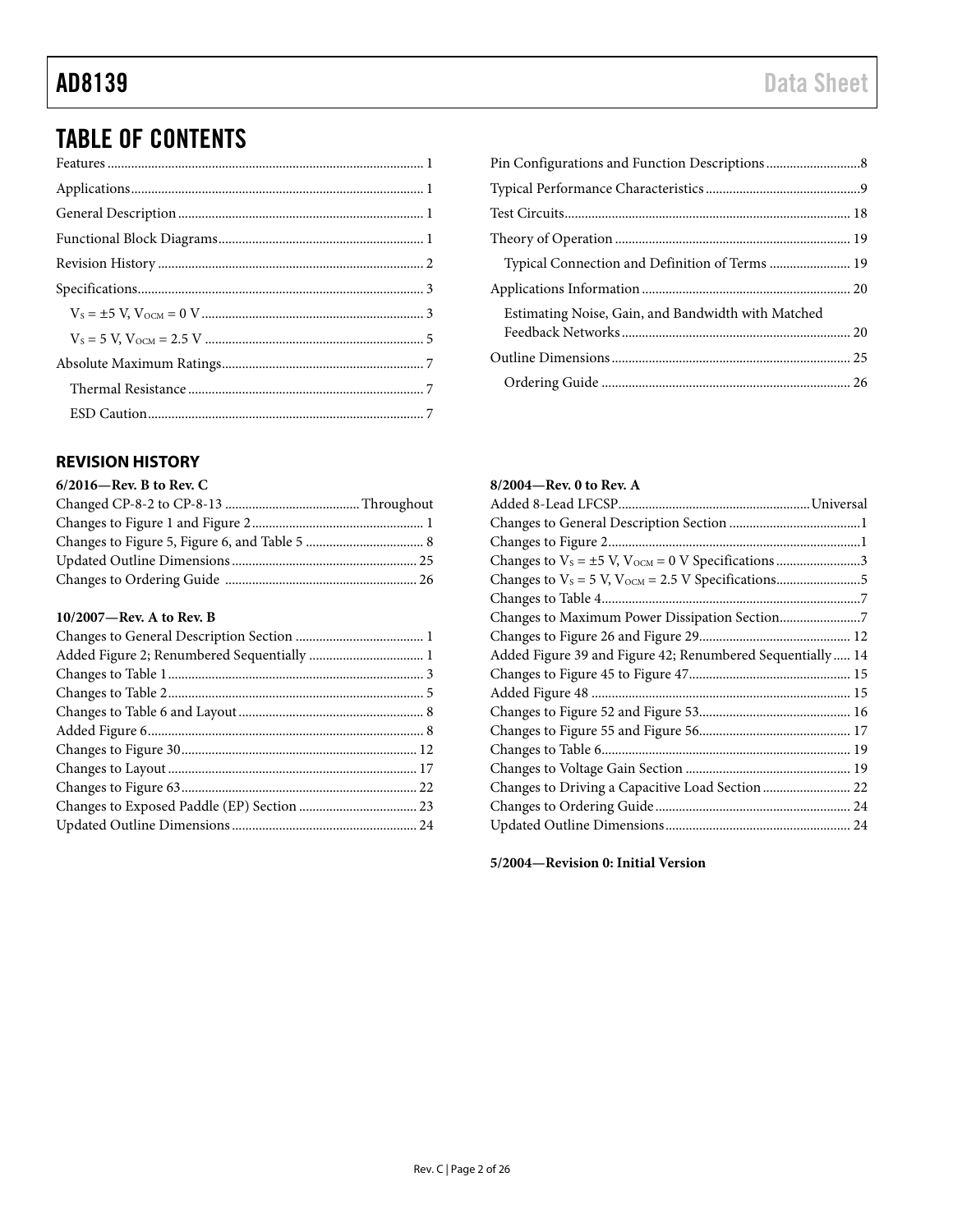## TABLE OF CONTENTS

Features ... 1
Applications ... 1
General Description ... 1
Functional Block Diagrams ... 1
Revision History ... 2
Specifications ... 3
  $V_S$ = ±5 V, $V_{OCM}$ = 0 V ... 3
  $V_S$ = 5 V, $V_{OCM}$ = 2.5 V ... 5
Absolute Maximum Ratings ... 7
  Thermal Resistance ... 7
  ESD Caution ... 7
Pin Configurations and Function Descriptions ... 8
Typical Performance Characteristics ... 9
Test Circuits ... 18
Theory of Operation ... 19
  Typical Connection and Definition of Terms ... 19
Applications Information ... 20
  Estimating Noise, Gain, and Bandwidth with Matched Feedback Networks ... 20
Outline Dimensions ... 25
  Ordering Guide ... 26

### REVISION HISTORY

**6/2016—Rev. B to Rev. C**

Changed CP-8-2 to CP-8-13 ... Throughout
Changes to Figure 1 and Figure 2 ... 1
Changes to Figure 5, Figure 6, and Table 5 ... 8
Updated Outline Dimensions ... 25
Changes to Ordering Guide ... 26

**10/2007—Rev. A to Rev. B**

Changes to General Description Section ... 1
Added Figure 2; Renumbered Sequentially ... 1
Changes to Table 1 ... 3
Changes to Table 2 ... 5
Changes to Table 6 and Layout ... 8
Added Figure 6 ... 8
Changes to Figure 30 ... 12
Changes to Layout ... 17
Changes to Figure 63 ... 22
Changes to Exposed Paddle (EP) Section ... 23
Updated Outline Dimensions ... 24

**8/2004—Rev. 0 to Rev. A**

Added 8-Lead LFCSP ... Universal
Changes to General Description Section ... 1
Changes to Figure 2 ... 1
Changes to $V_S$ = ±5 V, $V_{OCM}$ = 0 V Specifications ... 3
Changes to $V_S$ = 5 V, $V_{OCM}$ = 2.5 V Specifications ... 5
Changes to Table 4 ... 7
Changes to Maximum Power Dissipation Section ... 7
Changes to Figure 26 and Figure 29 ... 12
Added Figure 39 and Figure 42; Renumbered Sequentially ... 14
Changes to Figure 45 to Figure 47 ... 15
Added Figure 48 ... 15
Changes to Figure 52 and Figure 53 ... 16
Changes to Figure 55 and Figure 56 ... 17
Changes to Table 6 ... 19
Changes to Voltage Gain Section ... 19
Changes to Driving a Capacitive Load Section ... 22
Changes to Ordering Guide ... 24
Updated Outline Dimensions ... 24

**5/2004—Revision 0: Initial Version**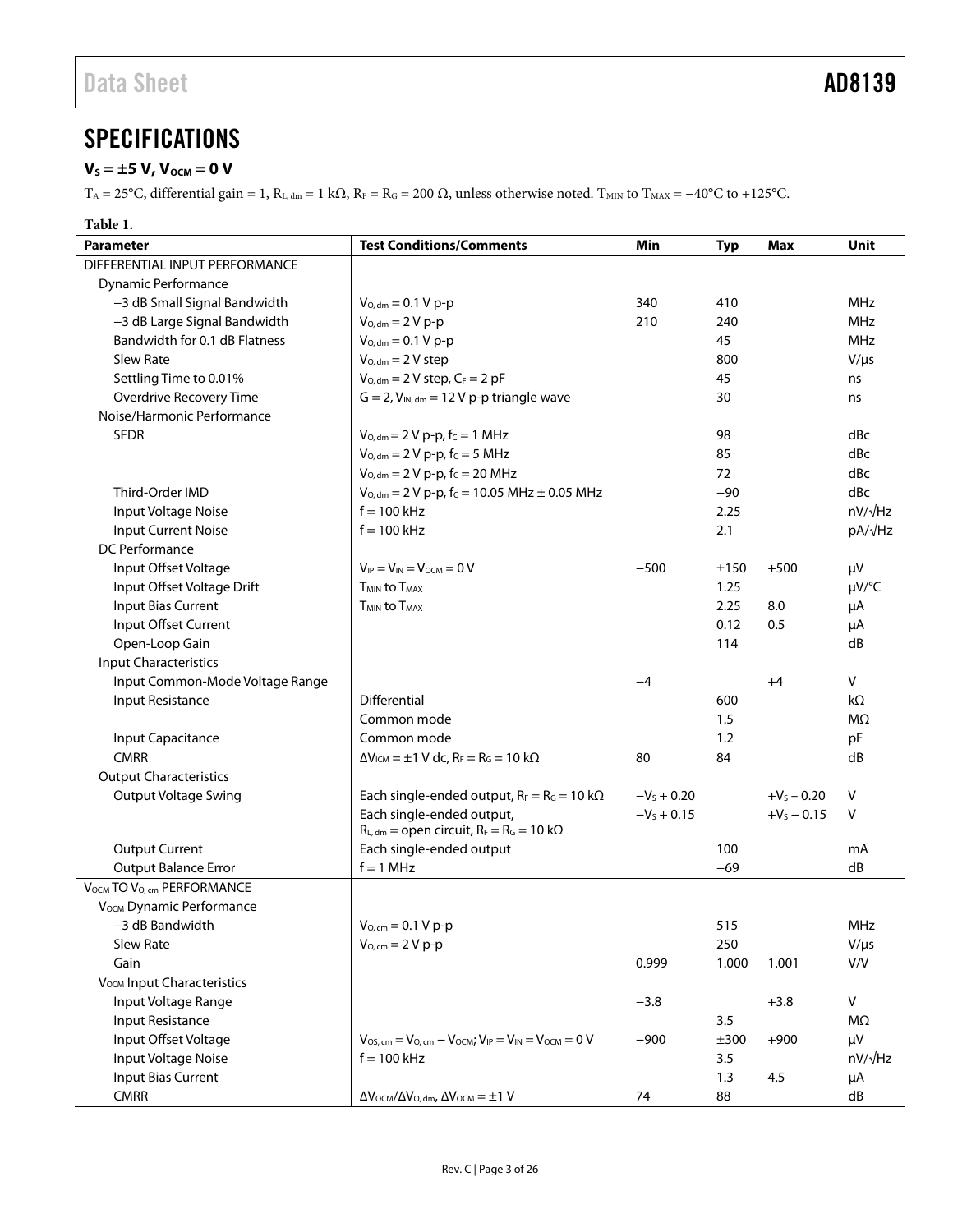## SPECIFICATIONS

### $V_S = \pm5$ V, $V_{OCM} = 0$ V

$T_A = 25°C$, differential gain = 1, $R_{L, dm} = 1\ k\Omega$, $R_F = R_G = 200\ \Omega$, unless otherwise noted. $T_{MIN}$ to $T_{MAX} = -40°C$ to $+125°C$.

**Table 1.**

| Parameter | Test Conditions/Comments | Min | Typ | Max | Unit |
|---|---|---|---|---|---|
| DIFFERENTIAL INPUT PERFORMANCE | | | | | |
| Dynamic Performance | | | | | |
| −3 dB Small Signal Bandwidth | $V_{O, dm} = 0.1$ V p-p | 340 | 410 | | MHz |
| −3 dB Large Signal Bandwidth | $V_{O, dm} = 2$ V p-p | 210 | 240 | | MHz |
| Bandwidth for 0.1 dB Flatness | $V_{O, dm} = 0.1$ V p-p | | 45 | | MHz |
| Slew Rate | $V_{O, dm} = 2$ V step | | 800 | | V/μs |
| Settling Time to 0.01% | $V_{O, dm} = 2$ V step, $C_F = 2$ pF | | 45 | | ns |
| Overdrive Recovery Time | G = 2, $V_{IN, dm} = 12$ V p-p triangle wave | | 30 | | ns |
| Noise/Harmonic Performance | | | | | |
| SFDR | $V_{O, dm} = 2$ V p-p, $f_C = 1$ MHz | | 98 | | dBc |
| | $V_{O, dm} = 2$ V p-p, $f_C = 5$ MHz | | 85 | | dBc |
| | $V_{O, dm} = 2$ V p-p, $f_C = 20$ MHz | | 72 | | dBc |
| Third-Order IMD | $V_{O, dm} = 2$ V p-p, $f_C = 10.05$ MHz ± 0.05 MHz | | −90 | | dBc |
| Input Voltage Noise | f = 100 kHz | | 2.25 | | nV/√Hz |
| Input Current Noise | f = 100 kHz | | 2.1 | | pA/√Hz |
| DC Performance | | | | | |
| Input Offset Voltage | $V_{IP} = V_{IN} = V_{OCM} = 0$ V | −500 | ±150 | +500 | μV |
| Input Offset Voltage Drift | $T_{MIN}$ to $T_{MAX}$ | | 1.25 | | μV/°C |
| Input Bias Current | $T_{MIN}$ to $T_{MAX}$ | | 2.25 | 8.0 | μA |
| Input Offset Current | | | 0.12 | 0.5 | μA |
| Open-Loop Gain | | | 114 | | dB |
| Input Characteristics | | | | | |
| Input Common-Mode Voltage Range | | −4 | | +4 | V |
| Input Resistance | Differential | | 600 | | kΩ |
| | Common mode | | 1.5 | | MΩ |
| Input Capacitance | Common mode | | 1.2 | | pF |
| CMRR | $\Delta V_{ICM} = \pm1$ V dc, $R_F = R_G = 10\ k\Omega$ | 80 | 84 | | dB |
| Output Characteristics | | | | | |
| Output Voltage Swing | Each single-ended output, $R_F = R_G = 10\ k\Omega$ | $-V_S + 0.20$ | | $+V_S - 0.20$ | V |
| | Each single-ended output, $R_{L, dm}$ = open circuit, $R_F = R_G = 10\ k\Omega$ | $-V_S + 0.15$ | | $+V_S - 0.15$ | V |
| Output Current | Each single-ended output | | 100 | | mA |
| Output Balance Error | f = 1 MHz | | −69 | | dB |
| $V_{OCM}$ TO $V_{O, cm}$ PERFORMANCE | | | | | |
| $V_{OCM}$ Dynamic Performance | | | | | |
| −3 dB Bandwidth | $V_{O, cm} = 0.1$ V p-p | | 515 | | MHz |
| Slew Rate | $V_{O, cm} = 2$ V p-p | | 250 | | V/μs |
| Gain | | 0.999 | 1.000 | 1.001 | V/V |
| $V_{OCM}$ Input Characteristics | | | | | |
| Input Voltage Range | | −3.8 | | +3.8 | V |
| Input Resistance | | | 3.5 | | MΩ |
| Input Offset Voltage | $V_{OS, cm} = V_{O, cm} - V_{OCM}$; $V_{IP} = V_{IN} = V_{OCM} = 0$ V | −900 | ±300 | +900 | μV |
| Input Voltage Noise | f = 100 kHz | | 3.5 | | nV/√Hz |
| Input Bias Current | | | 1.3 | 4.5 | μA |
| CMRR | $\Delta V_{OCM}/\Delta V_{O, dm}$, $\Delta V_{OCM} = \pm1$ V | 74 | 88 | | dB |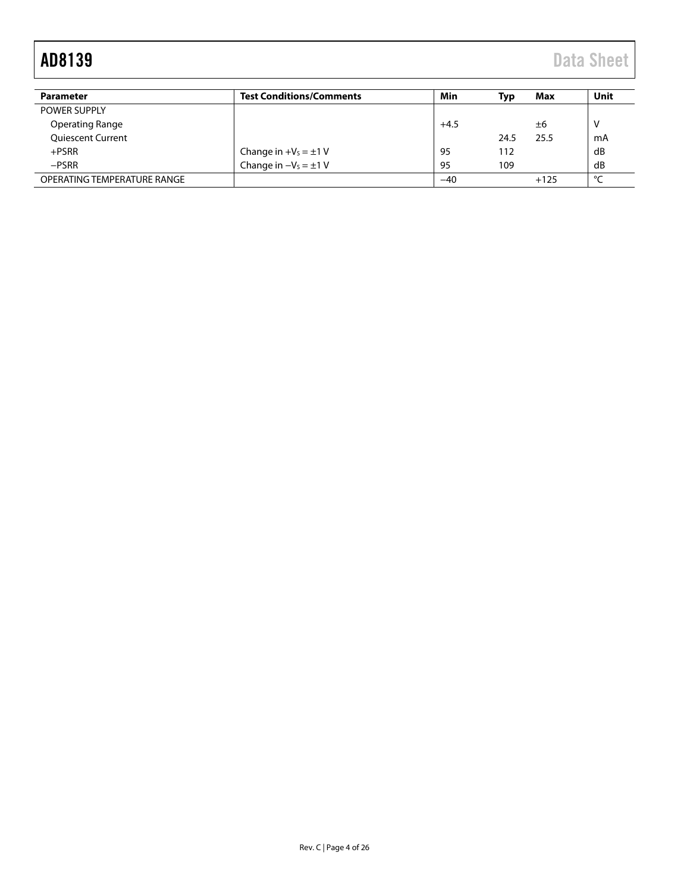| Parameter | Test Conditions/Comments | Min | Typ | Max | Unit |
| --- | --- | --- | --- | --- | --- |
| POWER SUPPLY | | | | | |
| Operating Range | | +4.5 | | ±6 | V |
| Quiescent Current | | | 24.5 | 25.5 | mA |
| +PSRR | Change in $+V_S = \pm 1$ V | 95 | 112 | | dB |
| −PSRR | Change in $-V_S = \pm 1$ V | 95 | 109 | | dB |
| OPERATING TEMPERATURE RANGE | | −40 | | +125 | °C |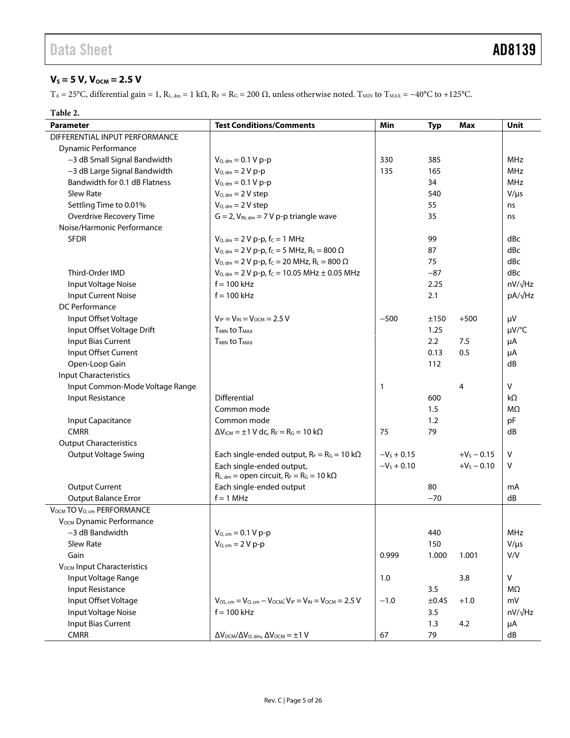### $V_S = 5\ V$, $V_{OCM} = 2.5\ V$

$T_A = 25°C$, differential gain = 1, $R_{L,\,dm} = 1\ k\Omega$, $R_F = R_G = 200\ \Omega$, unless otherwise noted. $T_{MIN}$ to $T_{MAX} = -40°C$ to $+125°C$.

**Table 2.**

| Parameter | Test Conditions/Comments | Min | Typ | Max | Unit |
|---|---|---|---|---|---|
| DIFFERENTIAL INPUT PERFORMANCE | | | | | |
| Dynamic Performance | | | | | |
| −3 dB Small Signal Bandwidth | $V_{O,\,dm} = 0.1$ V p-p | 330 | 385 | | MHz |
| −3 dB Large Signal Bandwidth | $V_{O,\,dm} = 2$ V p-p | 135 | 165 | | MHz |
| Bandwidth for 0.1 dB Flatness | $V_{O,\,dm} = 0.1$ V p-p | | 34 | | MHz |
| Slew Rate | $V_{O,\,dm} = 2$ V step | | 540 | | V/μs |
| Settling Time to 0.01% | $V_{O,\,dm} = 2$ V step | | 55 | | ns |
| Overdrive Recovery Time | G = 2, $V_{IN,\,dm} = 7$ V p-p triangle wave | | 35 | | ns |
| Noise/Harmonic Performance | | | | | |
| SFDR | $V_{O,\,dm} = 2$ V p-p, $f_C = 1$ MHz | | 99 | | dBc |
| | $V_{O,\,dm} = 2$ V p-p, $f_C = 5$ MHz, $R_L = 800\ \Omega$ | | 87 | | dBc |
| | $V_{O,\,dm} = 2$ V p-p, $f_C = 20$ MHz, $R_L = 800\ \Omega$ | | 75 | | dBc |
| Third-Order IMD | $V_{O,\,dm} = 2$ V p-p, $f_C = 10.05$ MHz ± 0.05 MHz | | −87 | | dBc |
| Input Voltage Noise | f = 100 kHz | | 2.25 | | nV/√Hz |
| Input Current Noise | f = 100 kHz | | 2.1 | | pA/√Hz |
| DC Performance | | | | | |
| Input Offset Voltage | $V_{IP} = V_{IN} = V_{OCM} = 2.5$ V | −500 | ±150 | +500 | μV |
| Input Offset Voltage Drift | $T_{MIN}$ to $T_{MAX}$ | | 1.25 | | μV/°C |
| Input Bias Current | $T_{MIN}$ to $T_{MAX}$ | | 2.2 | 7.5 | μA |
| Input Offset Current | | | 0.13 | 0.5 | μA |
| Open-Loop Gain | | | 112 | | dB |
| Input Characteristics | | | | | |
| Input Common-Mode Voltage Range | | 1 | | 4 | V |
| Input Resistance | Differential | | 600 | | kΩ |
| | Common mode | | 1.5 | | MΩ |
| Input Capacitance | Common mode | | 1.2 | | pF |
| CMRR | $\Delta V_{ICM} = \pm 1$ V dc, $R_F = R_G = 10\ k\Omega$ | 75 | 79 | | dB |
| Output Characteristics | | | | | |
| Output Voltage Swing | Each single-ended output, $R_F = R_G = 10\ k\Omega$ | $-V_S + 0.15$ | | $+V_S - 0.15$ | V |
| | Each single-ended output, $R_{L,\,dm}$ = open circuit, $R_F = R_G = 10\ k\Omega$ | $-V_S + 0.10$ | | $+V_S - 0.10$ | V |
| Output Current | Each single-ended output | | 80 | | mA |
| Output Balance Error | f = 1 MHz | | −70 | | dB |
| $V_{OCM}$ TO $V_{O,\,cm}$ PERFORMANCE | | | | | |
| $V_{OCM}$ Dynamic Performance | | | | | |
| −3 dB Bandwidth | $V_{O,\,cm} = 0.1$ V p-p | | 440 | | MHz |
| Slew Rate | $V_{O,\,cm} = 2$ V p-p | | 150 | | V/μs |
| Gain | | 0.999 | 1.000 | 1.001 | V/V |
| $V_{OCM}$ Input Characteristics | | | | | |
| Input Voltage Range | | 1.0 | | 3.8 | V |
| Input Resistance | | | 3.5 | | MΩ |
| Input Offset Voltage | $V_{OS,\,cm} = V_{O,\,cm} - V_{OCM}$; $V_{IP} = V_{IN} = V_{OCM} = 2.5$ V | −1.0 | ±0.45 | +1.0 | mV |
| Input Voltage Noise | f = 100 kHz | | 3.5 | | nV/√Hz |
| Input Bias Current | | | 1.3 | 4.2 | μA |
| CMRR | $\Delta V_{OCM}/\Delta V_{O,\,dm}$, $\Delta V_{OCM} = \pm 1$ V | 67 | 79 | | dB |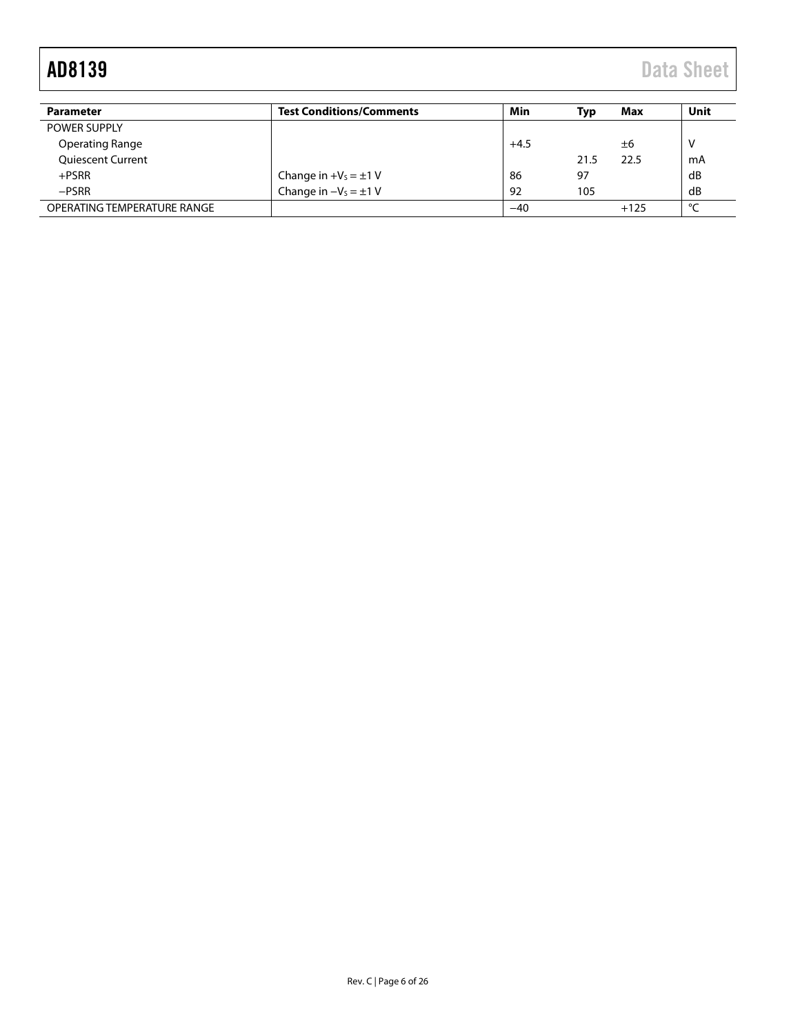| Parameter | Test Conditions/Comments | Min | Typ | Max | Unit |
|---|---|---|---|---|---|
| POWER SUPPLY | | | | | |
| Operating Range | | +4.5 | | ±6 | V |
| Quiescent Current | | | 21.5 | 22.5 | mA |
| +PSRR | Change in $+V_S = \pm1$ V | 86 | 97 | | dB |
| −PSRR | Change in $-V_S = \pm1$ V | 92 | 105 | | dB |
| OPERATING TEMPERATURE RANGE | | −40 | | +125 | °C |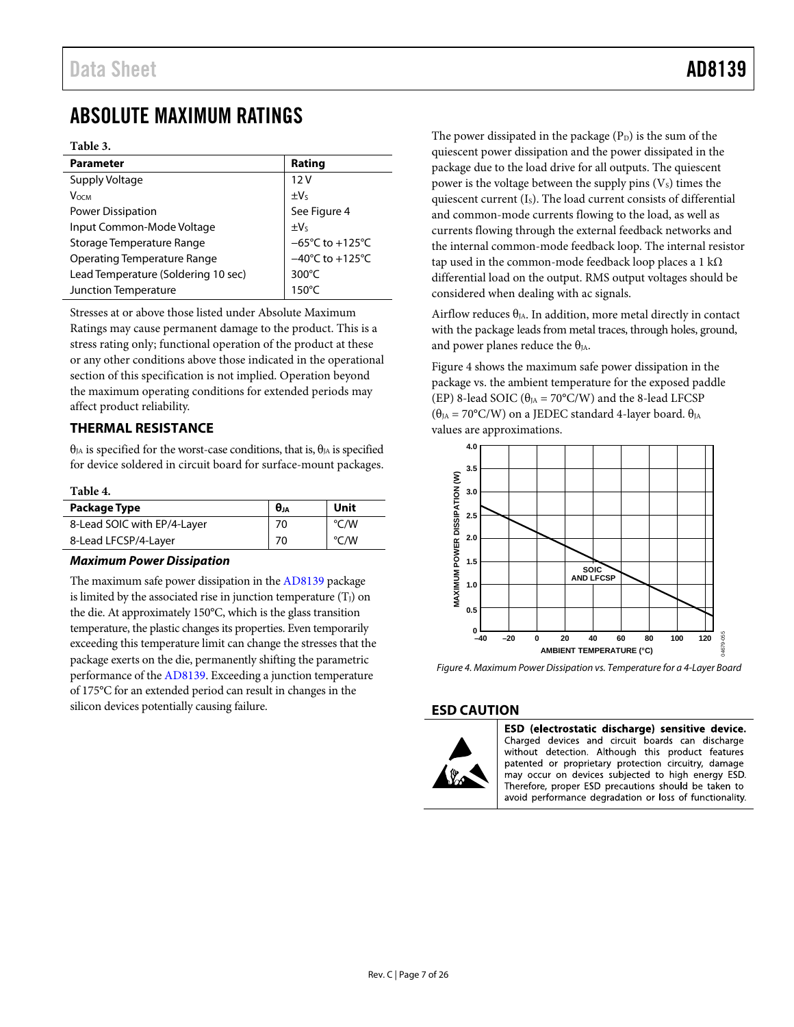# ABSOLUTE MAXIMUM RATINGS

**Table 3.**

| Parameter | Rating |
|---|---|
| Supply Voltage | 12 V |
| $V_{OCM}$ | $\pm V_S$ |
| Power Dissipation | See Figure 4 |
| Input Common-Mode Voltage | $\pm V_S$ |
| Storage Temperature Range | −65°C to +125°C |
| Operating Temperature Range | −40°C to +125°C |
| Lead Temperature (Soldering 10 sec) | 300°C |
| Junction Temperature | 150°C |

Stresses at or above those listed under Absolute Maximum Ratings may cause permanent damage to the product. This is a stress rating only; functional operation of the product at these or any other conditions above those indicated in the operational section of this specification is not implied. Operation beyond the maximum operating conditions for extended periods may affect product reliability.

## THERMAL RESISTANCE

$\theta_{JA}$ is specified for the worst-case conditions, that is, $\theta_{JA}$ is specified for device soldered in circuit board for surface-mount packages.

**Table 4.**

| Package Type | $\theta_{JA}$ | Unit |
|---|---|---|
| 8-Lead SOIC with EP/4-Layer | 70 | °C/W |
| 8-Lead LFCSP/4-Layer | 70 | °C/W |

### *Maximum Power Dissipation*

The maximum safe power dissipation in the AD8139 package is limited by the associated rise in junction temperature ($T_J$) on the die. At approximately 150°C, which is the glass transition temperature, the plastic changes its properties. Even temporarily exceeding this temperature limit can change the stresses that the package exerts on the die, permanently shifting the parametric performance of the AD8139. Exceeding a junction temperature of 175°C for an extended period can result in changes in the silicon devices potentially causing failure.

The power dissipated in the package ($P_D$) is the sum of the quiescent power dissipation and the power dissipated in the package due to the load drive for all outputs. The quiescent power is the voltage between the supply pins ($V_S$) times the quiescent current ($I_S$). The load current consists of differential and common-mode currents flowing to the load, as well as currents flowing through the external feedback networks and the internal common-mode feedback loop. The internal resistor tap used in the common-mode feedback loop places a 1 kΩ differential load on the output. RMS output voltages should be considered when dealing with ac signals.

Airflow reduces $\theta_{JA}$. In addition, more metal directly in contact with the package leads from metal traces, through holes, ground, and power planes reduce the $\theta_{JA}$.

Figure 4 shows the maximum safe power dissipation in the package vs. the ambient temperature for the exposed paddle (EP) 8-lead SOIC ($\theta_{JA}$ = 70°C/W) and the 8-lead LFCSP ($\theta_{JA}$ = 70°C/W) on a JEDEC standard 4-layer board. $\theta_{JA}$ values are approximations.

Figure 4. Maximum Power Dissipation vs. Temperature for a 4-Layer Board

## ESD CAUTION

**ESD (electrostatic discharge) sensitive device.** Charged devices and circuit boards can discharge without detection. Although this product features patented or proprietary protection circuitry, damage may occur on devices subjected to high energy ESD. Therefore, proper ESD precautions should be taken to avoid performance degradation or loss of functionality.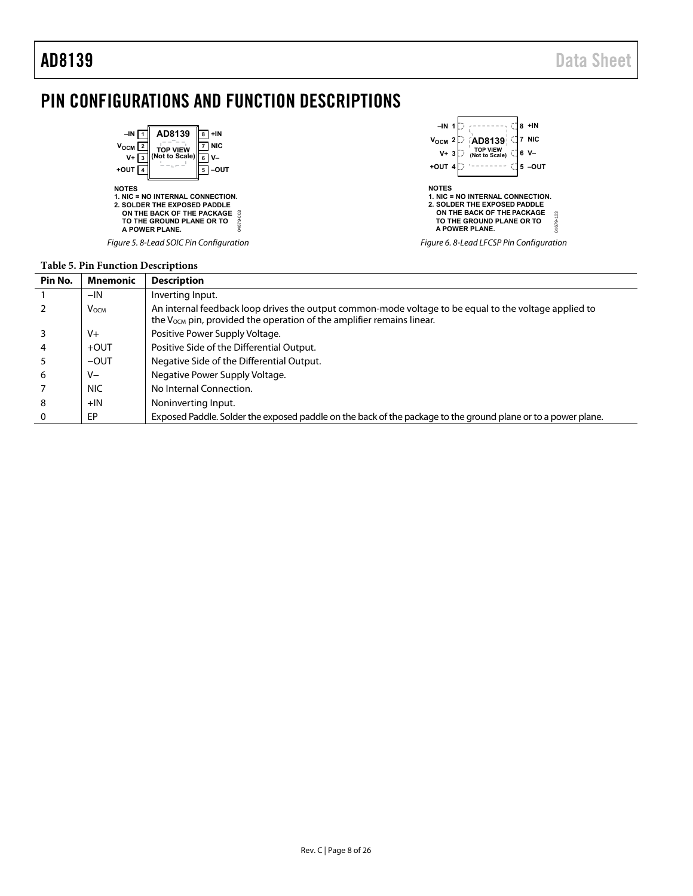# PIN CONFIGURATIONS AND FUNCTION DESCRIPTIONS

NOTES
1. NIC = NO INTERNAL CONNECTION.
2. SOLDER THE EXPOSED PADDLE ON THE BACK OF THE PACKAGE TO THE GROUND PLANE OR TO A POWER PLANE.

Figure 5. 8-Lead SOIC Pin Configuration

NOTES
1. NIC = NO INTERNAL CONNECTION.
2. SOLDER THE EXPOSED PADDLE ON THE BACK OF THE PACKAGE TO THE GROUND PLANE OR TO A POWER PLANE.

Figure 6. 8-Lead LFCSP Pin Configuration

**Table 5. Pin Function Descriptions**

| Pin No. | Mnemonic | Description |
|---|---|---|
| 1 | −IN | Inverting Input. |
| 2 | $V_{OCM}$ | An internal feedback loop drives the output common-mode voltage to be equal to the voltage applied to the $V_{OCM}$ pin, provided the operation of the amplifier remains linear. |
| 3 | V+ | Positive Power Supply Voltage. |
| 4 | +OUT | Positive Side of the Differential Output. |
| 5 | −OUT | Negative Side of the Differential Output. |
| 6 | V− | Negative Power Supply Voltage. |
| 7 | NIC | No Internal Connection. |
| 8 | +IN | Noninverting Input. |
| 0 | EP | Exposed Paddle. Solder the exposed paddle on the back of the package to the ground plane or to a power plane. |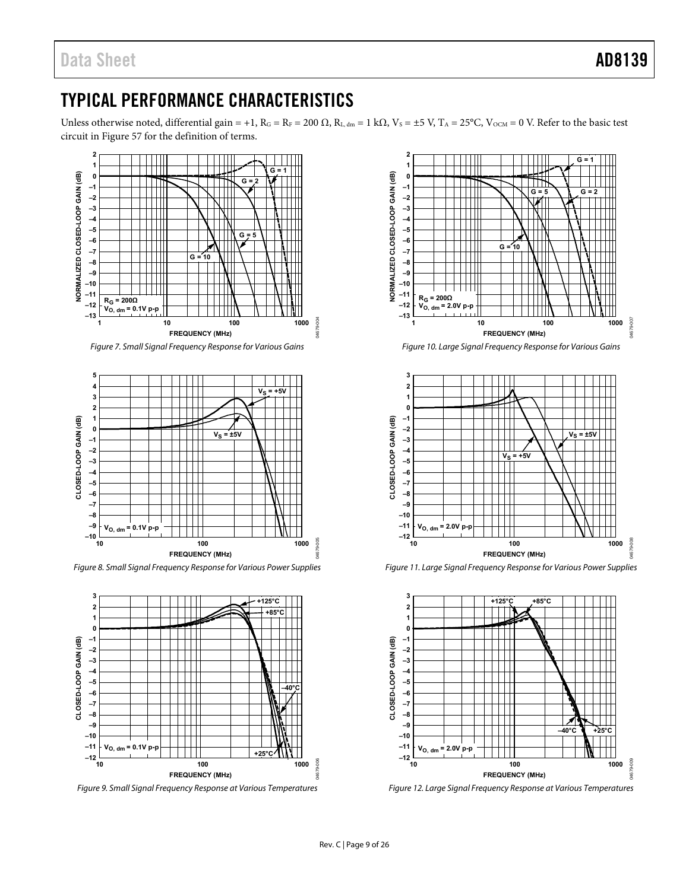## TYPICAL PERFORMANCE CHARACTERISTICS

Unless otherwise noted, differential gain = +1, $R_G = R_F = 200\ \Omega$, $R_{L,\,dm} = 1\ k\Omega$, $V_S = \pm5\ V$, $T_A = 25°C$, $V_{OCM} = 0\ V$. Refer to the basic test circuit in Figure 57 for the definition of terms.

*Figure 7. Small Signal Frequency Response for Various Gains*

*Figure 8. Small Signal Frequency Response for Various Power Supplies*

*Figure 9. Small Signal Frequency Response at Various Temperatures*

*Figure 10. Large Signal Frequency Response for Various Gains*

*Figure 11. Large Signal Frequency Response for Various Power Supplies*

*Figure 12. Large Signal Frequency Response at Various Temperatures*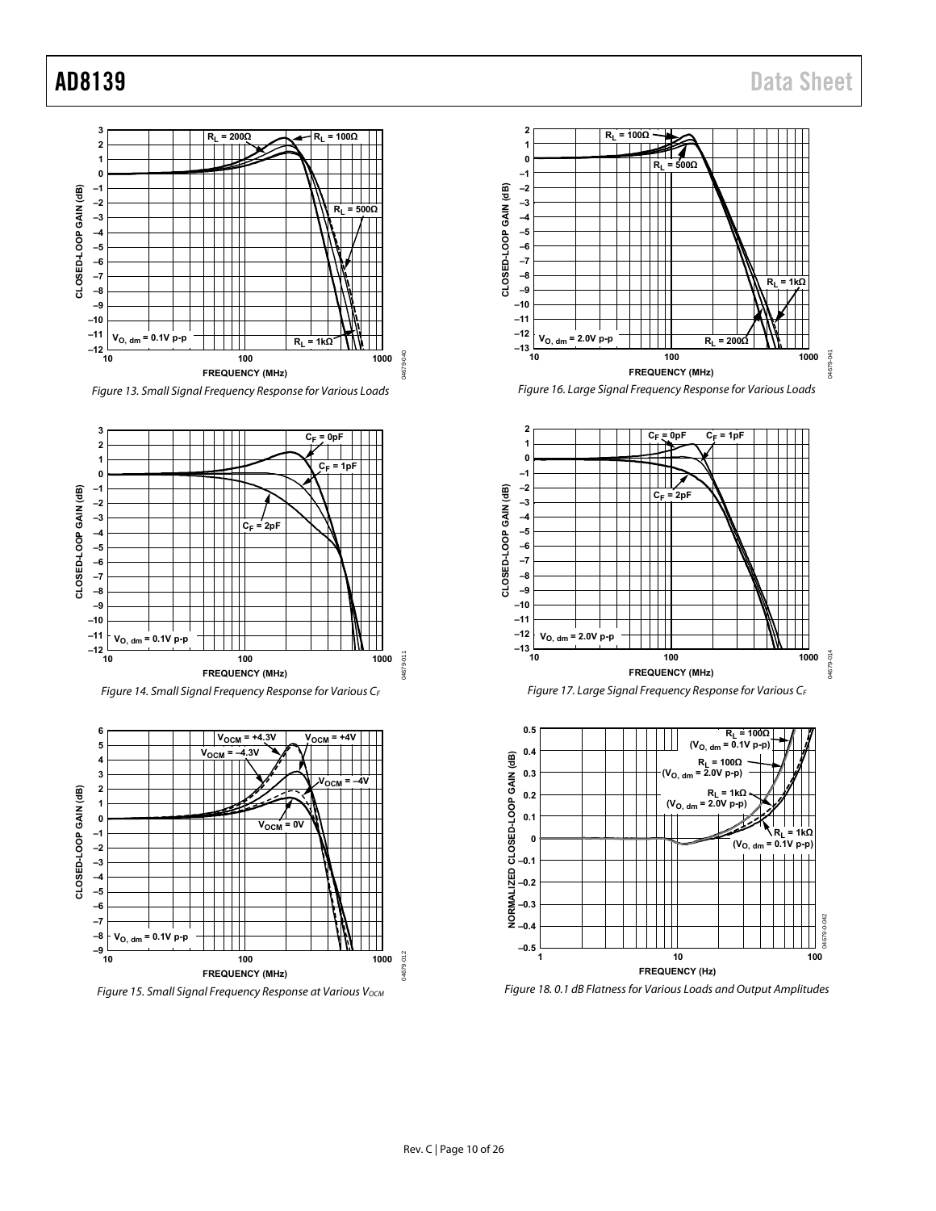Figure 13. Small Signal Frequency Response for Various Loads

Figure 14. Small Signal Frequency Response for Various $C_F$

Figure 15. Small Signal Frequency Response at Various $V_{OCM}$

Figure 16. Large Signal Frequency Response for Various Loads

Figure 17. Large Signal Frequency Response for Various $C_F$

Figure 18. 0.1 dB Flatness for Various Loads and Output Amplitudes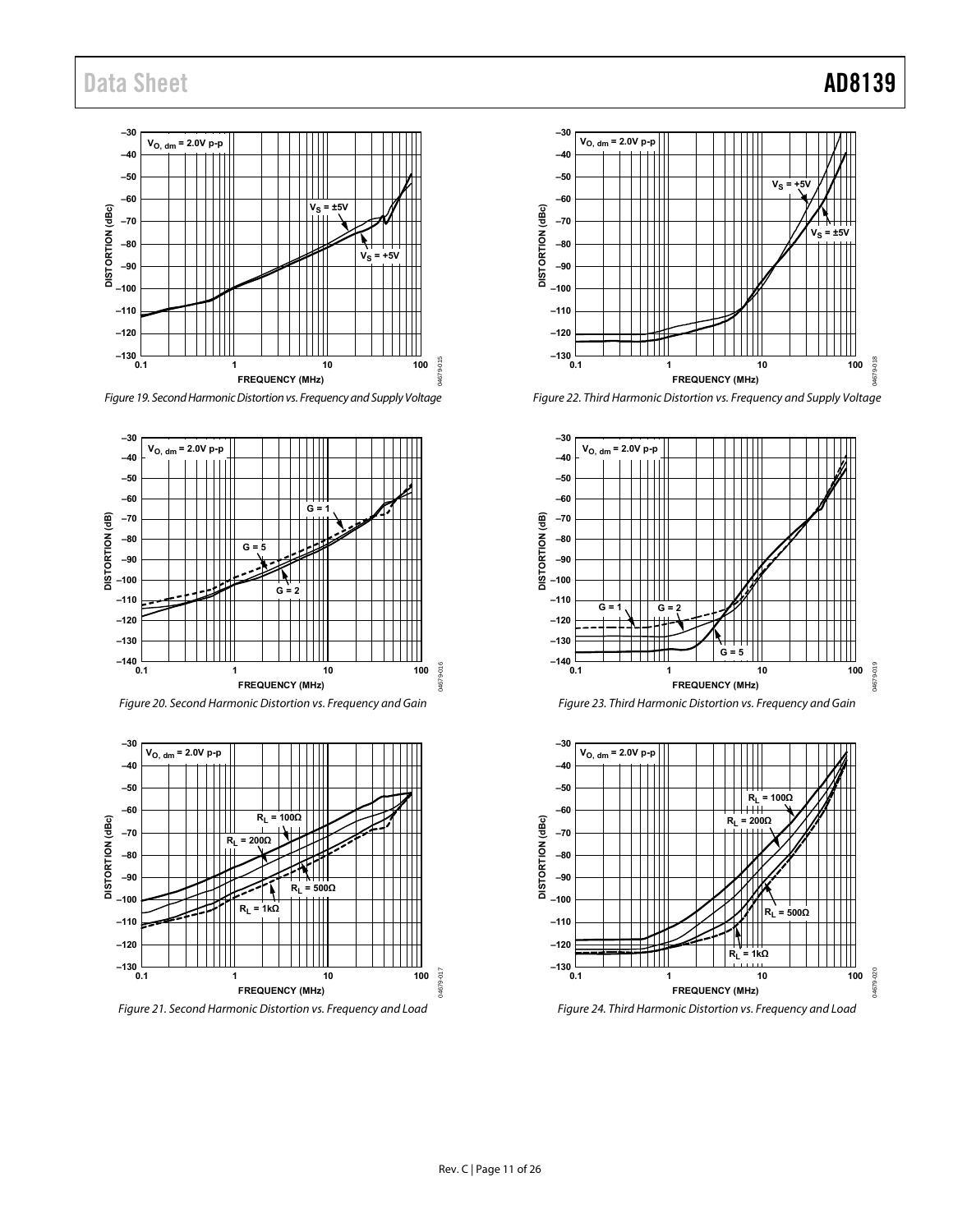Figure 19. Second Harmonic Distortion vs. Frequency and Supply Voltage

Figure 20. Second Harmonic Distortion vs. Frequency and Gain

Figure 21. Second Harmonic Distortion vs. Frequency and Load

Figure 22. Third Harmonic Distortion vs. Frequency and Supply Voltage

Figure 23. Third Harmonic Distortion vs. Frequency and Gain

Figure 24. Third Harmonic Distortion vs. Frequency and Load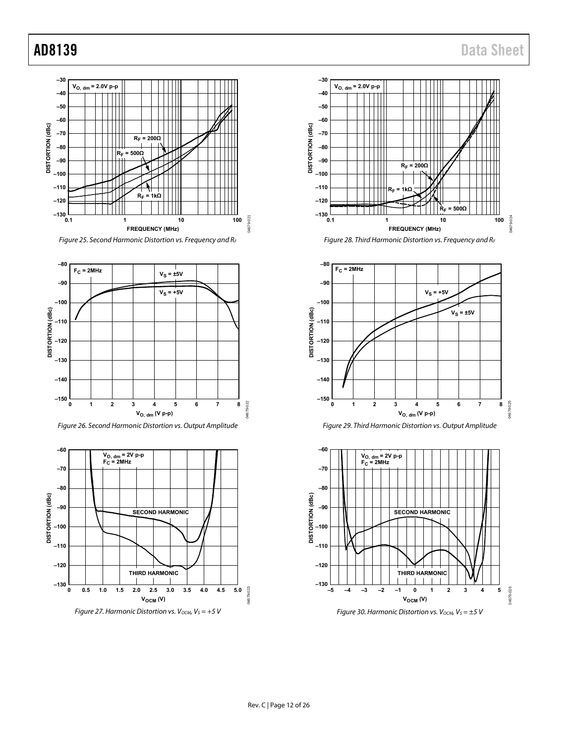Figure 25. Second Harmonic Distortion vs. Frequency and $R_F$

Figure 26. Second Harmonic Distortion vs. Output Amplitude

Figure 27. Harmonic Distortion vs. $V_{OCM}$, $V_S$ = +5 V

Figure 28. Third Harmonic Distortion vs. Frequency and $R_F$

Figure 29. Third Harmonic Distortion vs. Output Amplitude

Figure 30. Harmonic Distortion vs. $V_{OCM}$, $V_S$ = ±5 V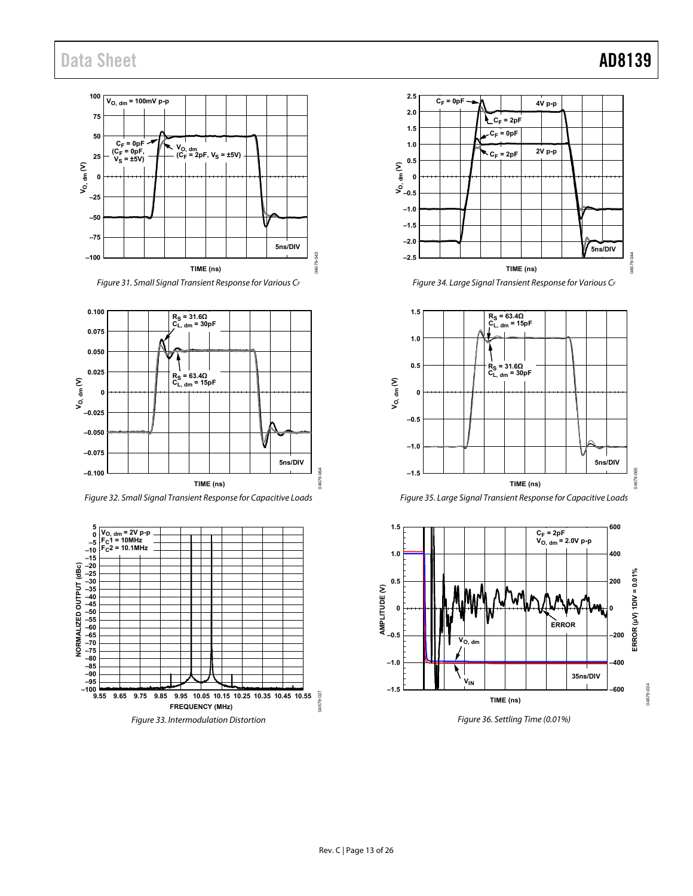Figure 31. Small Signal Transient Response for Various $C_F$

Figure 32. Small Signal Transient Response for Capacitive Loads

Figure 33. Intermodulation Distortion

Figure 34. Large Signal Transient Response for Various $C_F$

Figure 35. Large Signal Transient Response for Capacitive Loads

Figure 36. Settling Time (0.01%)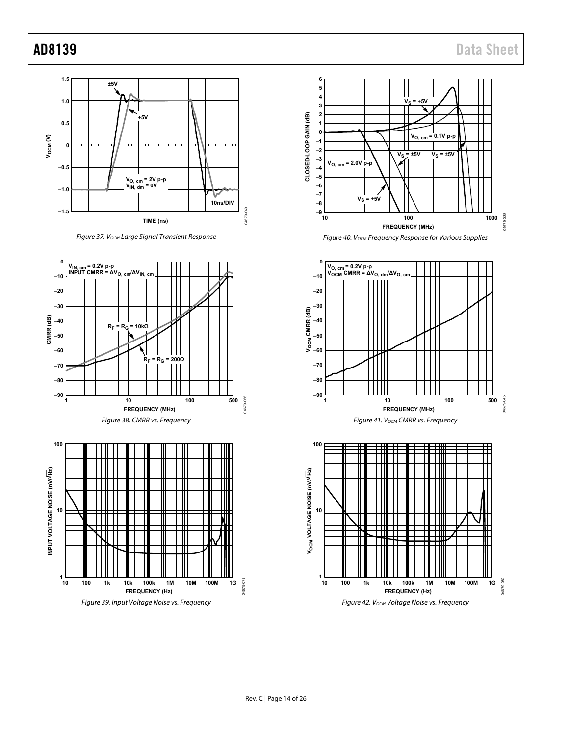Figure 37. $V_{OCM}$ Large Signal Transient Response

Figure 38. CMRR vs. Frequency

Figure 39. Input Voltage Noise vs. Frequency

Figure 40. $V_{OCM}$ Frequency Response for Various Supplies

Figure 41. $V_{OCM}$ CMRR vs. Frequency

Figure 42. $V_{OCM}$ Voltage Noise vs. Frequency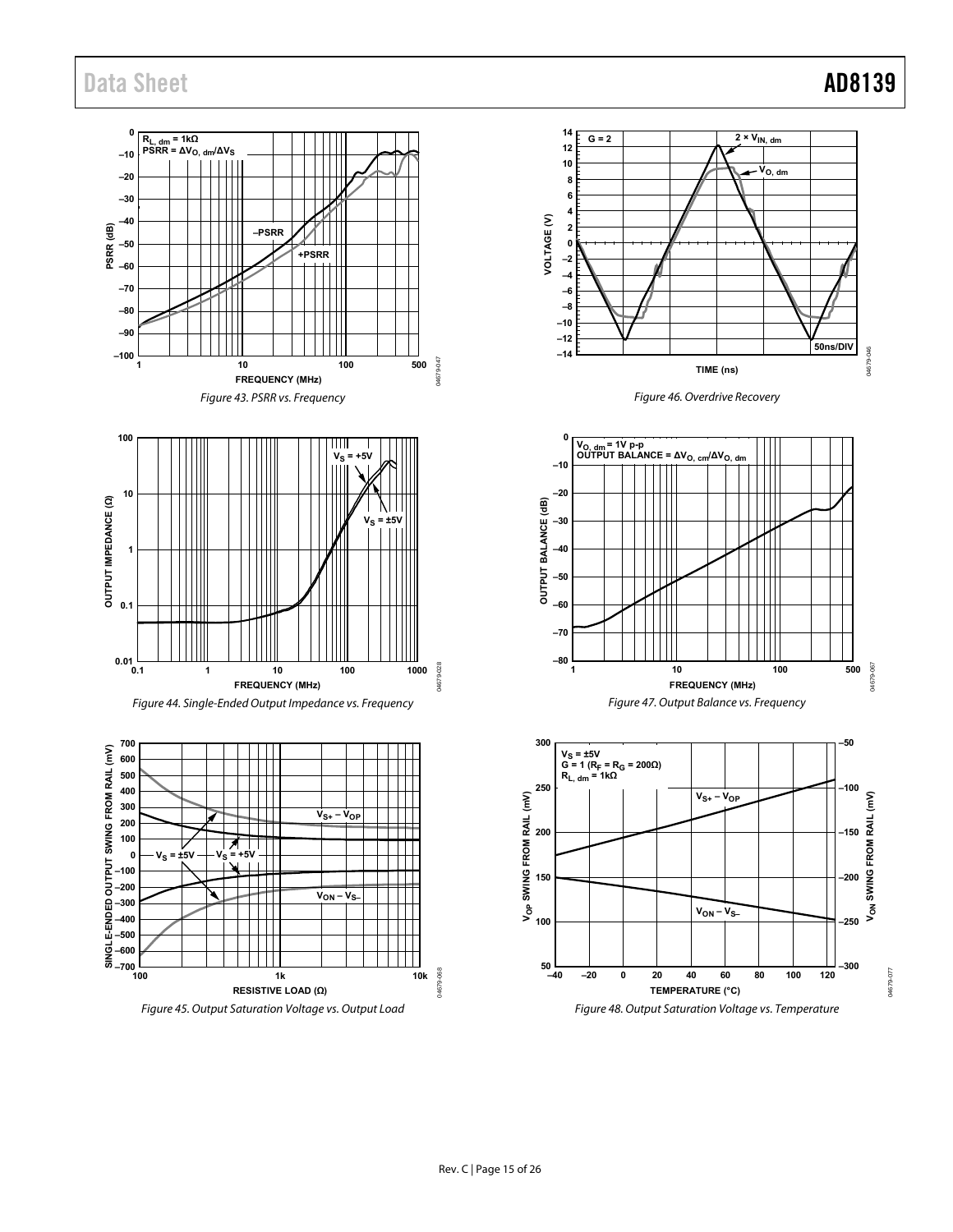Figure 43. PSRR vs. Frequency

Figure 44. Single-Ended Output Impedance vs. Frequency

Figure 45. Output Saturation Voltage vs. Output Load

Figure 46. Overdrive Recovery

Figure 47. Output Balance vs. Frequency

Figure 48. Output Saturation Voltage vs. Temperature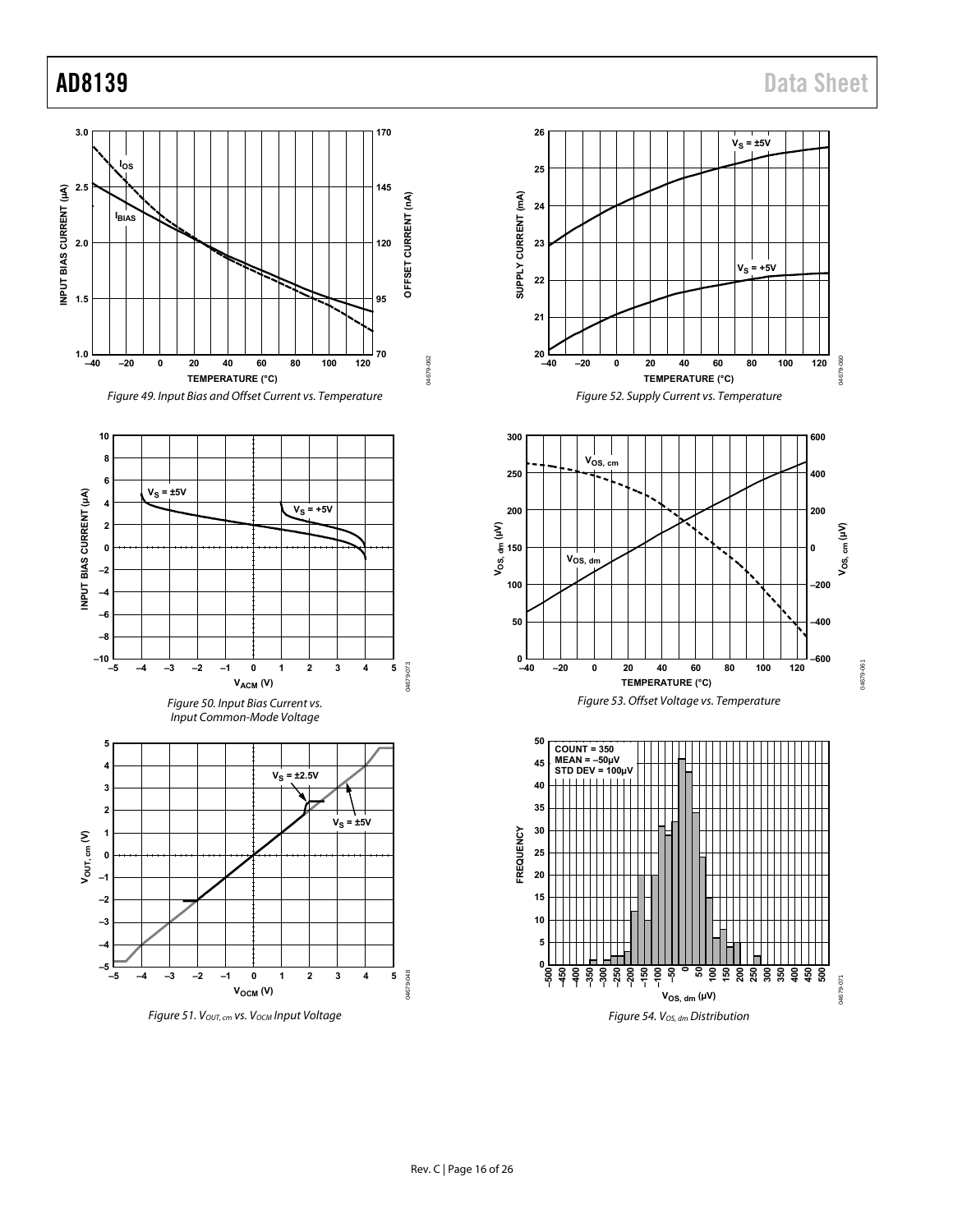Figure 49. Input Bias and Offset Current vs. Temperature

Figure 50. Input Bias Current vs. Input Common-Mode Voltage

Figure 51. $V_{OUT, cm}$ vs. $V_{OCM}$ Input Voltage

Figure 52. Supply Current vs. Temperature

Figure 53. Offset Voltage vs. Temperature

Figure 54. $V_{OS, dm}$ Distribution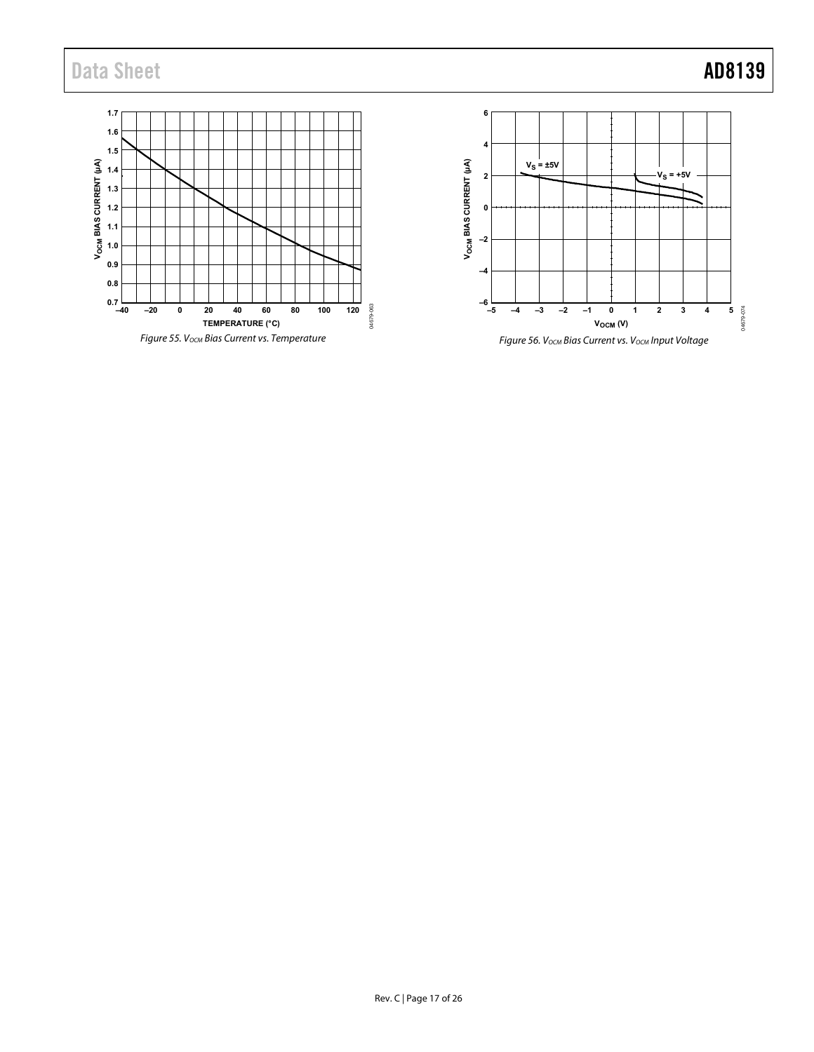Figure 55. $V_{OCM}$ Bias Current vs. Temperature

Figure 56. $V_{OCM}$ Bias Current vs. $V_{OCM}$ Input Voltage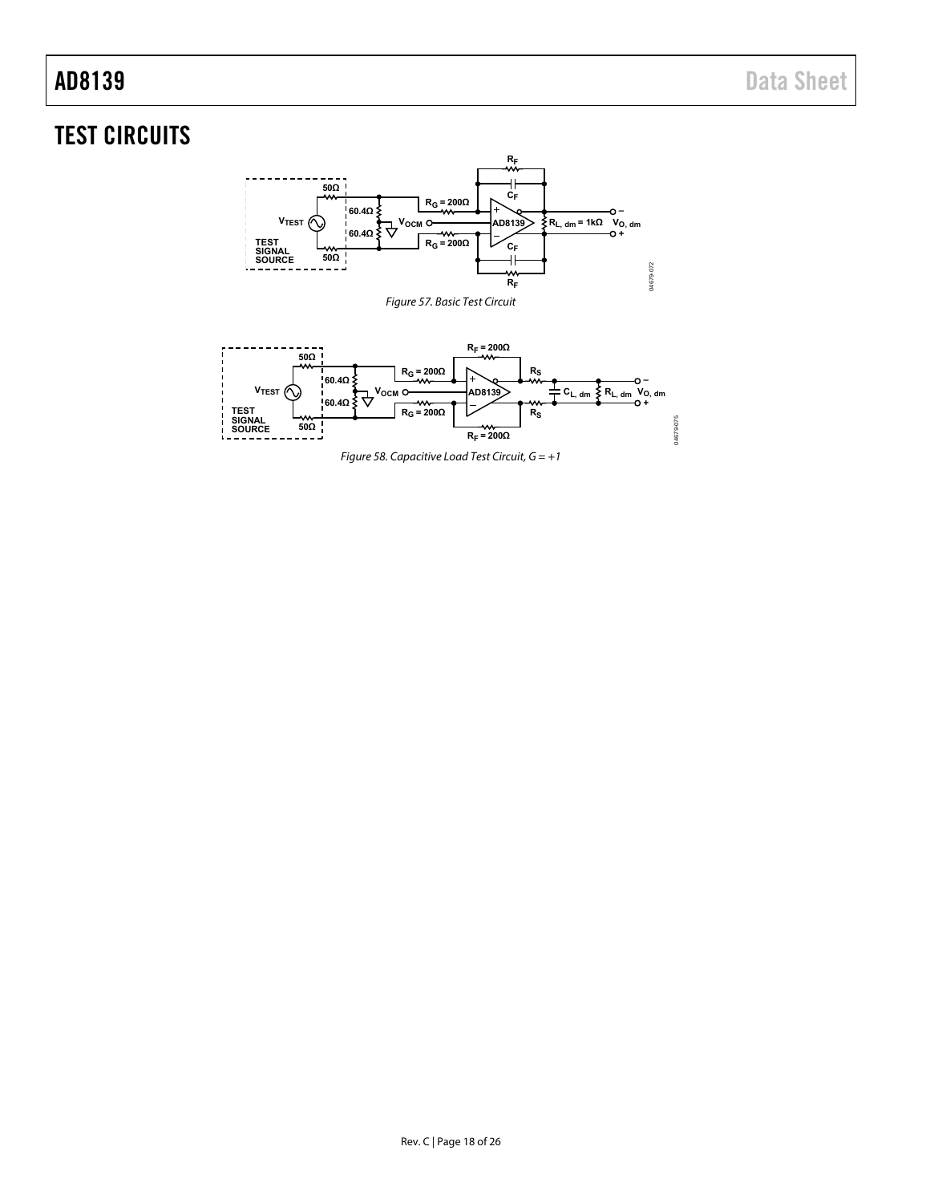## TEST CIRCUITS

Figure 57. Basic Test Circuit

Figure 58. Capacitive Load Test Circuit, G = +1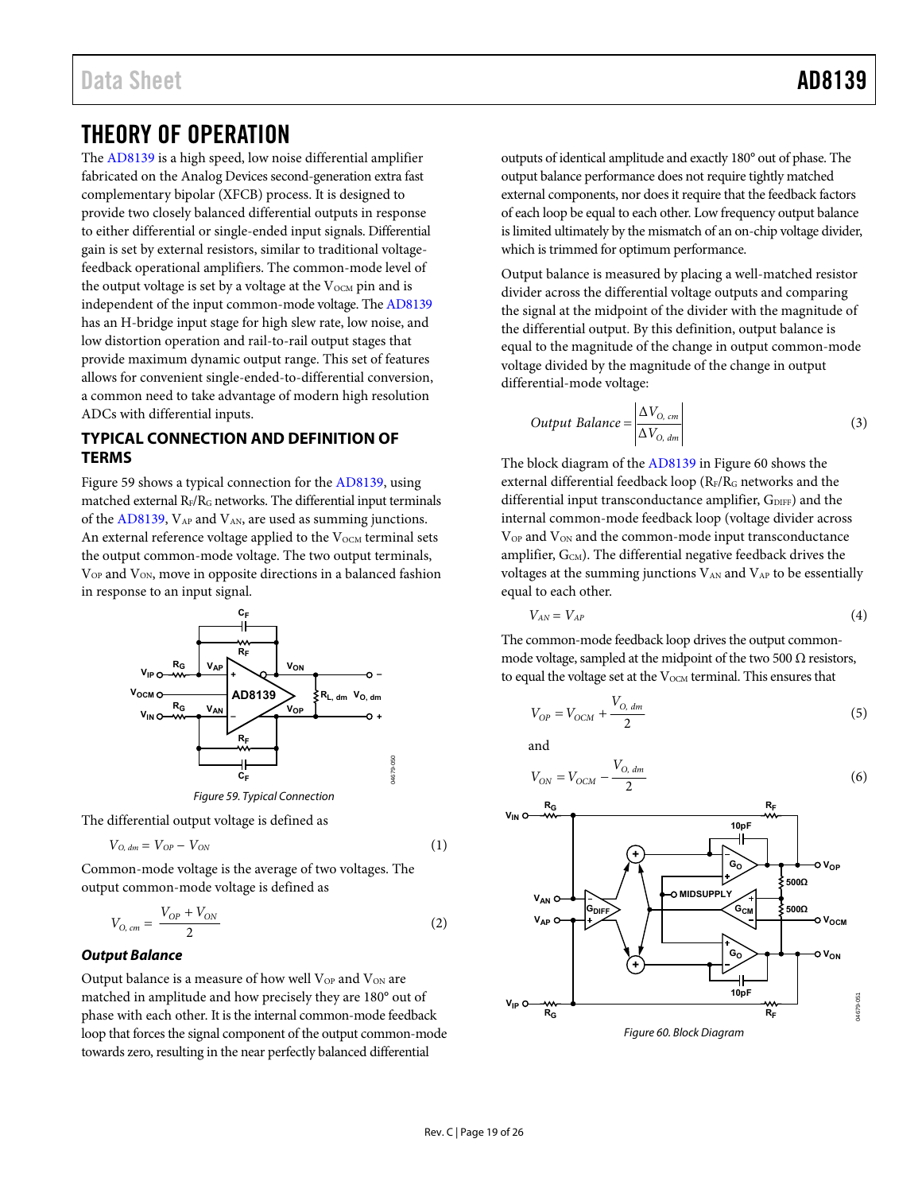# THEORY OF OPERATION

The AD8139 is a high speed, low noise differential amplifier fabricated on the Analog Devices second-generation extra fast complementary bipolar (XFCB) process. It is designed to provide two closely balanced differential outputs in response to either differential or single-ended input signals. Differential gain is set by external resistors, similar to traditional voltage-feedback operational amplifiers. The common-mode level of the output voltage is set by a voltage at the $V_{OCM}$ pin and is independent of the input common-mode voltage. The AD8139 has an H-bridge input stage for high slew rate, low noise, and low distortion operation and rail-to-rail output stages that provide maximum dynamic output range. This set of features allows for convenient single-ended-to-differential conversion, a common need to take advantage of modern high resolution ADCs with differential inputs.

## TYPICAL CONNECTION AND DEFINITION OF TERMS

Figure 59 shows a typical connection for the AD8139, using matched external $R_F/R_G$ networks. The differential input terminals of the AD8139, $V_{AP}$ and $V_{AN}$, are used as summing junctions. An external reference voltage applied to the $V_{OCM}$ terminal sets the output common-mode voltage. The two output terminals, $V_{OP}$ and $V_{ON}$, move in opposite directions in a balanced fashion in response to an input signal.

Figure 59. Typical Connection

The differential output voltage is defined as

$$V_{O,\,dm} = V_{OP} - V_{ON} \tag{1}$$

Common-mode voltage is the average of two voltages. The output common-mode voltage is defined as

$$V_{O,\,cm} = \frac{V_{OP} + V_{ON}}{2} \tag{2}$$

### *Output Balance*

Output balance is a measure of how well $V_{OP}$ and $V_{ON}$ are matched in amplitude and how precisely they are 180° out of phase with each other. It is the internal common-mode feedback loop that forces the signal component of the output common-mode towards zero, resulting in the near perfectly balanced differential outputs of identical amplitude and exactly 180° out of phase. The output balance performance does not require tightly matched external components, nor does it require that the feedback factors of each loop be equal to each other. Low frequency output balance is limited ultimately by the mismatch of an on-chip voltage divider, which is trimmed for optimum performance.

Output balance is measured by placing a well-matched resistor divider across the differential voltage outputs and comparing the signal at the midpoint of the divider with the magnitude of the differential output. By this definition, output balance is equal to the magnitude of the change in output common-mode voltage divided by the magnitude of the change in output differential-mode voltage:

$$Output\ Balance = \left|\frac{\Delta V_{O,\,cm}}{\Delta V_{O,\,dm}}\right| \tag{3}$$

The block diagram of the AD8139 in Figure 60 shows the external differential feedback loop ($R_F/R_G$ networks and the differential input transconductance amplifier, $G_{DIFF}$) and the internal common-mode feedback loop (voltage divider across $V_{OP}$ and $V_{ON}$ and the common-mode input transconductance amplifier, $G_{CM}$). The differential negative feedback drives the voltages at the summing junctions $V_{AN}$ and $V_{AP}$ to be essentially equal to each other.

$$V_{AN} = V_{AP} \tag{4}$$

The common-mode feedback loop drives the output common-mode voltage, sampled at the midpoint of the two 500 Ω resistors, to equal the voltage set at the $V_{OCM}$ terminal. This ensures that

$$V_{OP} = V_{OCM} + \frac{V_{O,\,dm}}{2} \tag{5}$$

and

$$V_{ON} = V_{OCM} - \frac{V_{O,\,dm}}{2} \tag{6}$$

Figure 60. Block Diagram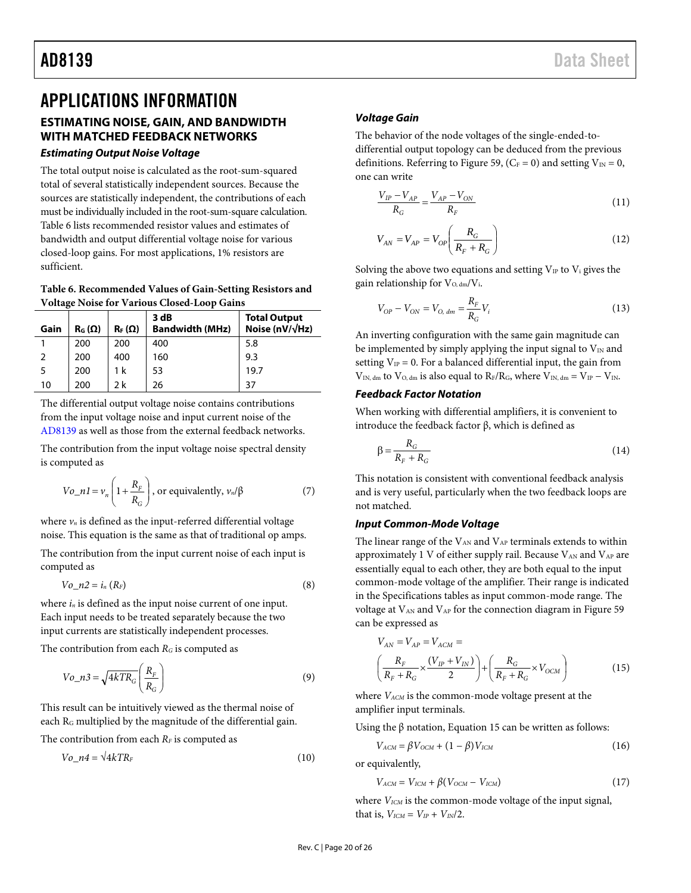# APPLICATIONS INFORMATION

## ESTIMATING NOISE, GAIN, AND BANDWIDTH WITH MATCHED FEEDBACK NETWORKS

### *Estimating Output Noise Voltage*

The total output noise is calculated as the root-sum-squared total of several statistically independent sources. Because the sources are statistically independent, the contributions of each must be individually included in the root-sum-square calculation. Table 6 lists recommended resistor values and estimates of bandwidth and output differential voltage noise for various closed-loop gains. For most applications, 1% resistors are sufficient.

**Table 6. Recommended Values of Gain-Setting Resistors and Voltage Noise for Various Closed-Loop Gains**

| Gain | $R_G$ (Ω) | $R_F$ (Ω) | 3 dB Bandwidth (MHz) | Total Output Noise (nV/√Hz) |
|---|---|---|---|---|
| 1 | 200 | 200 | 400 | 5.8 |
| 2 | 200 | 400 | 160 | 9.3 |
| 5 | 200 | 1 k | 53 | 19.7 |
| 10 | 200 | 2 k | 26 | 37 |

The differential output voltage noise contains contributions from the input voltage noise and input current noise of the AD8139 as well as those from the external feedback networks.

The contribution from the input voltage noise spectral density is computed as

$$Vo\_n1 = v_n\left(1+\frac{R_F}{R_G}\right)\text{, or equivalently, } v_n/\beta \tag{7}$$

where $v_n$ is defined as the input-referred differential voltage noise. This equation is the same as that of traditional op amps.

The contribution from the input current noise of each input is computed as

$$Vo\_n2 = i_n\,(R_F) \tag{8}$$

where $i_n$ is defined as the input noise current of one input. Each input needs to be treated separately because the two input currents are statistically independent processes.

The contribution from each $R_G$ is computed as

$$Vo\_n3 = \sqrt{4kTR_G}\left(\frac{R_F}{R_G}\right) \tag{9}$$

This result can be intuitively viewed as the thermal noise of each $R_G$ multiplied by the magnitude of the differential gain.

The contribution from each $R_F$ is computed as

$$Vo\_n4 = \sqrt{4kTR_F} \tag{10}$$

### *Voltage Gain*

The behavior of the node voltages of the single-ended-to-differential output topology can be deduced from the previous definitions. Referring to Figure 59, ($C_F = 0$) and setting $V_{IN} = 0$, one can write

$$\frac{V_{IP}-V_{AP}}{R_G} = \frac{V_{AP}-V_{ON}}{R_F} \tag{11}$$

$$V_{AN} = V_{AP} = V_{OP}\left(\frac{R_G}{R_F+R_G}\right) \tag{12}$$

Solving the above two equations and setting $V_{IP}$ to $V_i$ gives the gain relationship for $V_{O,\,dm}/V_i$.

$$V_{OP} - V_{ON} = V_{O,\,dm} = \frac{R_F}{R_G}V_i \tag{13}$$

An inverting configuration with the same gain magnitude can be implemented by simply applying the input signal to $V_{IN}$ and setting $V_{IP} = 0$. For a balanced differential input, the gain from $V_{IN,\,dm}$ to $V_{O,\,dm}$ is also equal to $R_F/R_G$, where $V_{IN,\,dm} = V_{IP} - V_{IN}$.

### *Feedback Factor Notation*

When working with differential amplifiers, it is convenient to introduce the feedback factor β, which is defined as

$$\beta = \frac{R_G}{R_F+R_G} \tag{14}$$

This notation is consistent with conventional feedback analysis and is very useful, particularly when the two feedback loops are not matched.

### *Input Common-Mode Voltage*

The linear range of the $V_{AN}$ and $V_{AP}$ terminals extends to within approximately 1 V of either supply rail. Because $V_{AN}$ and $V_{AP}$ are essentially equal to each other, they are both equal to the input common-mode voltage of the amplifier. Their range is indicated in the Specifications tables as input common-mode range. The voltage at $V_{AN}$ and $V_{AP}$ for the connection diagram in Figure 59 can be expressed as

$$V_{AN} = V_{AP} = V_{ACM} = \left(\frac{R_F}{R_F+R_G}\times\frac{(V_{IP}+V_{IN})}{2}\right)+\left(\frac{R_G}{R_F+R_G}\times V_{OCM}\right) \tag{15}$$

where $V_{ACM}$ is the common-mode voltage present at the amplifier input terminals.

Using the β notation, Equation 15 can be written as follows:

$$V_{ACM} = \beta V_{OCM} + (1-\beta)V_{ICM} \tag{16}$$

or equivalently,

$$V_{ACM} = V_{ICM} + \beta(V_{OCM} - V_{ICM}) \tag{17}$$

where $V_{ICM}$ is the common-mode voltage of the input signal, that is, $V_{ICM} = V_{IP} + V_{IN}/2$.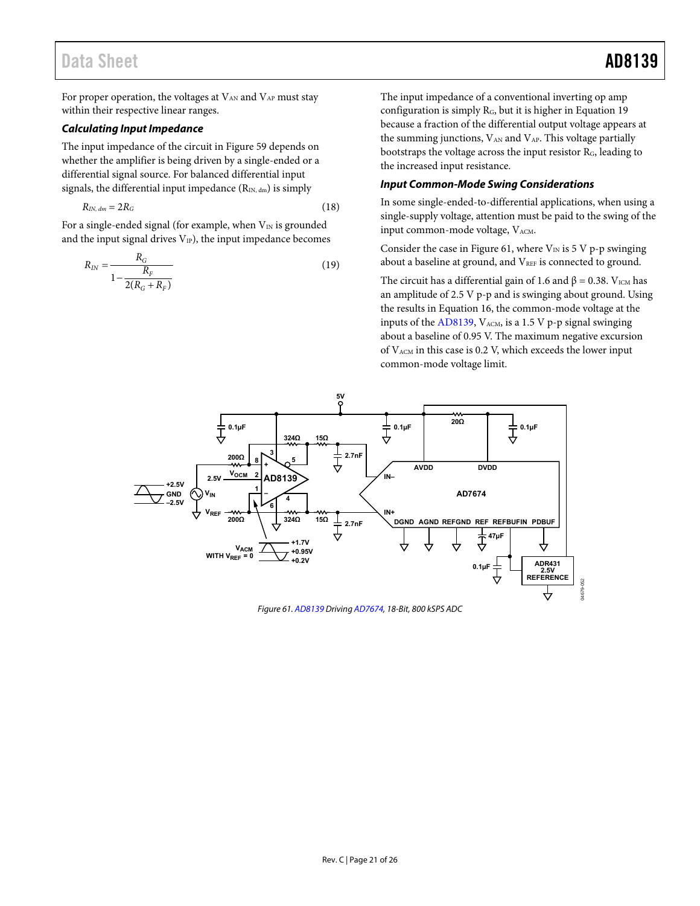For proper operation, the voltages at $V_{AN}$ and $V_{AP}$ must stay within their respective linear ranges.

### *Calculating Input Impedance*

The input impedance of the circuit in Figure 59 depends on whether the amplifier is being driven by a single-ended or a differential signal source. For balanced differential input signals, the differential input impedance ($R_{IN,\,dm}$) is simply

$$R_{IN,\,dm} = 2R_G \tag{18}$$

For a single-ended signal (for example, when $V_{IN}$ is grounded and the input signal drives $V_{IP}$), the input impedance becomes

$$R_{IN} = \frac{R_G}{1 - \dfrac{R_F}{2(R_G + R_F)}} \tag{19}$$

The input impedance of a conventional inverting op amp configuration is simply $R_G$, but it is higher in Equation 19 because a fraction of the differential output voltage appears at the summing junctions, $V_{AN}$ and $V_{AP}$. This voltage partially bootstraps the voltage across the input resistor $R_G$, leading to the increased input resistance.

### *Input Common-Mode Swing Considerations*

In some single-ended-to-differential applications, when using a single-supply voltage, attention must be paid to the swing of the input common-mode voltage, $V_{ACM}$.

Consider the case in Figure 61, where $V_{IN}$ is 5 V p-p swinging about a baseline at ground, and $V_{REF}$ is connected to ground.

The circuit has a differential gain of 1.6 and β = 0.38. $V_{ICM}$ has an amplitude of 2.5 V p-p and is swinging about ground. Using the results in Equation 16, the common-mode voltage at the inputs of the AD8139, $V_{ACM}$, is a 1.5 V p-p signal swinging about a baseline of 0.95 V. The maximum negative excursion of $V_{ACM}$ in this case is 0.2 V, which exceeds the lower input common-mode voltage limit.

*Figure 61. AD8139 Driving AD7674, 18-Bit, 800 kSPS ADC*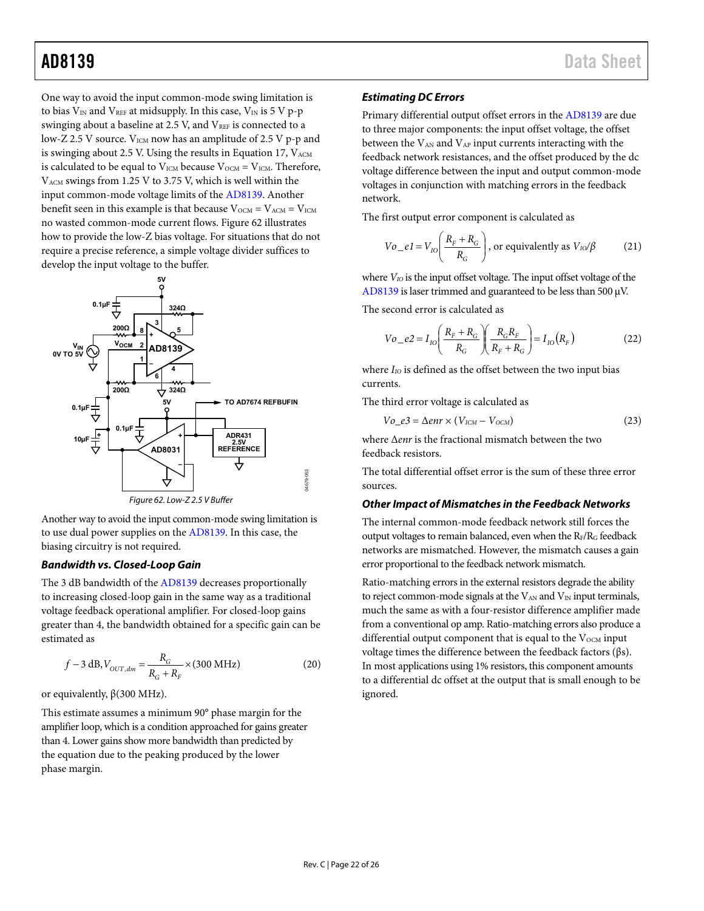One way to avoid the input common-mode swing limitation is to bias $V_{IN}$ and $V_{REF}$ at midsupply. In this case, $V_{IN}$ is 5 V p-p swinging about a baseline at 2.5 V, and $V_{REF}$ is connected to a low-Z 2.5 V source. $V_{ICM}$ now has an amplitude of 2.5 V p-p and is swinging about 2.5 V. Using the results in Equation 17, $V_{ACM}$ is calculated to be equal to $V_{ICM}$ because $V_{OCM} = V_{ICM}$. Therefore, $V_{ACM}$ swings from 1.25 V to 3.75 V, which is well within the input common-mode voltage limits of the AD8139. Another benefit seen in this example is that because $V_{OCM} = V_{ACM} = V_{ICM}$ no wasted common-mode current flows. Figure 62 illustrates how to provide the low-Z bias voltage. For situations that do not require a precise reference, a simple voltage divider suffices to develop the input voltage to the buffer.

Figure 62. Low-Z 2.5 V Buffer

Another way to avoid the input common-mode swing limitation is to use dual power supplies on the AD8139. In this case, the biasing circuitry is not required.

### Bandwidth vs. Closed-Loop Gain

The 3 dB bandwidth of the AD8139 decreases proportionally to increasing closed-loop gain in the same way as a traditional voltage feedback operational amplifier. For closed-loop gains greater than 4, the bandwidth obtained for a specific gain can be estimated as

$$f-3\text{ dB},V_{OUT,dm} = \frac{R_G}{R_G + R_F} \times (300\text{ MHz}) \tag{20}$$

or equivalently, β(300 MHz).

This estimate assumes a minimum 90° phase margin for the amplifier loop, which is a condition approached for gains greater than 4. Lower gains show more bandwidth than predicted by the equation due to the peaking produced by the lower phase margin.

### Estimating DC Errors

Primary differential output offset errors in the AD8139 are due to three major components: the input offset voltage, the offset between the $V_{AN}$ and $V_{AP}$ input currents interacting with the feedback network resistances, and the offset produced by the dc voltage difference between the input and output common-mode voltages in conjunction with matching errors in the feedback network.

The first output error component is calculated as

$$Vo\_e1 = V_{IO}\left(\frac{R_F + R_G}{R_G}\right)\text{, or equivalently as } V_{IO}/\beta \tag{21}$$

where $V_{IO}$ is the input offset voltage. The input offset voltage of the AD8139 is laser trimmed and guaranteed to be less than 500 µV.

The second error is calculated as

$$Vo\_e2 = I_{IO}\left(\frac{R_F + R_G}{R_G}\right)\left(\frac{R_G R_F}{R_F + R_G}\right) = I_{IO}\left(R_F\right) \tag{22}$$

where $I_{IO}$ is defined as the offset between the two input bias currents.

The third error voltage is calculated as

$$Vo\_e3 = \Delta enr \times (V_{ICM} - V_{OCM}) \tag{23}$$

where $\Delta enr$ is the fractional mismatch between the two feedback resistors.

The total differential offset error is the sum of these three error sources.

### Other Impact of Mismatches in the Feedback Networks

The internal common-mode feedback network still forces the output voltages to remain balanced, even when the $R_F/R_G$ feedback networks are mismatched. However, the mismatch causes a gain error proportional to the feedback network mismatch.

Ratio-matching errors in the external resistors degrade the ability to reject common-mode signals at the $V_{AN}$ and $V_{IN}$ input terminals, much the same as with a four-resistor difference amplifier made from a conventional op amp. Ratio-matching errors also produce a differential output component that is equal to the $V_{OCM}$ input voltage times the difference between the feedback factors (βs). In most applications using 1% resistors, this component amounts to a differential dc offset at the output that is small enough to be ignored.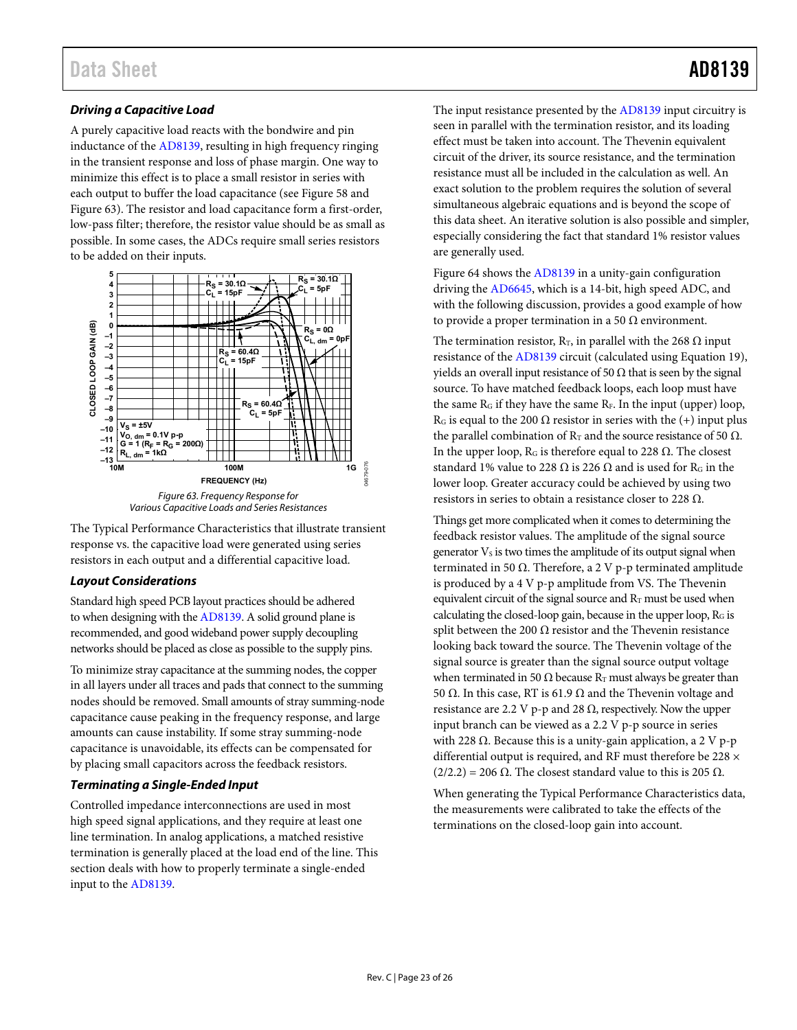### Driving a Capacitive Load

A purely capacitive load reacts with the bondwire and pin inductance of the AD8139, resulting in high frequency ringing in the transient response and loss of phase margin. One way to minimize this effect is to place a small resistor in series with each output to buffer the load capacitance (see Figure 58 and Figure 63). The resistor and load capacitance form a first-order, low-pass filter; therefore, the resistor value should be as small as possible. In some cases, the ADCs require small series resistors to be added on their inputs.

Figure 63. Frequency Response for Various Capacitive Loads and Series Resistances

The Typical Performance Characteristics that illustrate transient response vs. the capacitive load were generated using series resistors in each output and a differential capacitive load.

### Layout Considerations

Standard high speed PCB layout practices should be adhered to when designing with the AD8139. A solid ground plane is recommended, and good wideband power supply decoupling networks should be placed as close as possible to the supply pins.

To minimize stray capacitance at the summing nodes, the copper in all layers under all traces and pads that connect to the summing nodes should be removed. Small amounts of stray summing-node capacitance cause peaking in the frequency response, and large amounts can cause instability. If some stray summing-node capacitance is unavoidable, its effects can be compensated for by placing small capacitors across the feedback resistors.

### Terminating a Single-Ended Input

Controlled impedance interconnections are used in most high speed signal applications, and they require at least one line termination. In analog applications, a matched resistive termination is generally placed at the load end of the line. This section deals with how to properly terminate a single-ended input to the AD8139.

The input resistance presented by the AD8139 input circuitry is seen in parallel with the termination resistor, and its loading effect must be taken into account. The Thevenin equivalent circuit of the driver, its source resistance, and the termination resistance must all be included in the calculation as well. An exact solution to the problem requires the solution of several simultaneous algebraic equations and is beyond the scope of this data sheet. An iterative solution is also possible and simpler, especially considering the fact that standard 1% resistor values are generally used.

Figure 64 shows the AD8139 in a unity-gain configuration driving the AD6645, which is a 14-bit, high speed ADC, and with the following discussion, provides a good example of how to provide a proper termination in a 50 Ω environment.

The termination resistor, $R_T$, in parallel with the 268 Ω input resistance of the AD8139 circuit (calculated using Equation 19), yields an overall input resistance of 50 Ω that is seen by the signal source. To have matched feedback loops, each loop must have the same $R_G$ if they have the same $R_F$. In the input (upper) loop, $R_G$ is equal to the 200 Ω resistor in series with the (+) input plus the parallel combination of $R_T$ and the source resistance of 50 Ω. In the upper loop, $R_G$ is therefore equal to 228 Ω. The closest standard 1% value to 228 Ω is 226 Ω and is used for $R_G$ in the lower loop. Greater accuracy could be achieved by using two resistors in series to obtain a resistance closer to 228 Ω.

Things get more complicated when it comes to determining the feedback resistor values. The amplitude of the signal source generator $V_S$ is two times the amplitude of its output signal when terminated in 50 Ω. Therefore, a 2 V p-p terminated amplitude is produced by a 4 V p-p amplitude from VS. The Thevenin equivalent circuit of the signal source and $R_T$ must be used when calculating the closed-loop gain, because in the upper loop, $R_G$ is split between the 200 Ω resistor and the Thevenin resistance looking back toward the source. The Thevenin voltage of the signal source is greater than the signal source output voltage when terminated in 50 Ω because $R_T$ must always be greater than 50 Ω. In this case, RT is 61.9 Ω and the Thevenin voltage and resistance are 2.2 V p-p and 28 Ω, respectively. Now the upper input branch can be viewed as a 2.2 V p-p source in series with 228 Ω. Because this is a unity-gain application, a 2 V p-p differential output is required, and RF must therefore be 228 × (2/2.2) = 206 Ω. The closest standard value to this is 205 Ω.

When generating the Typical Performance Characteristics data, the measurements were calibrated to take the effects of the terminations on the closed-loop gain into account.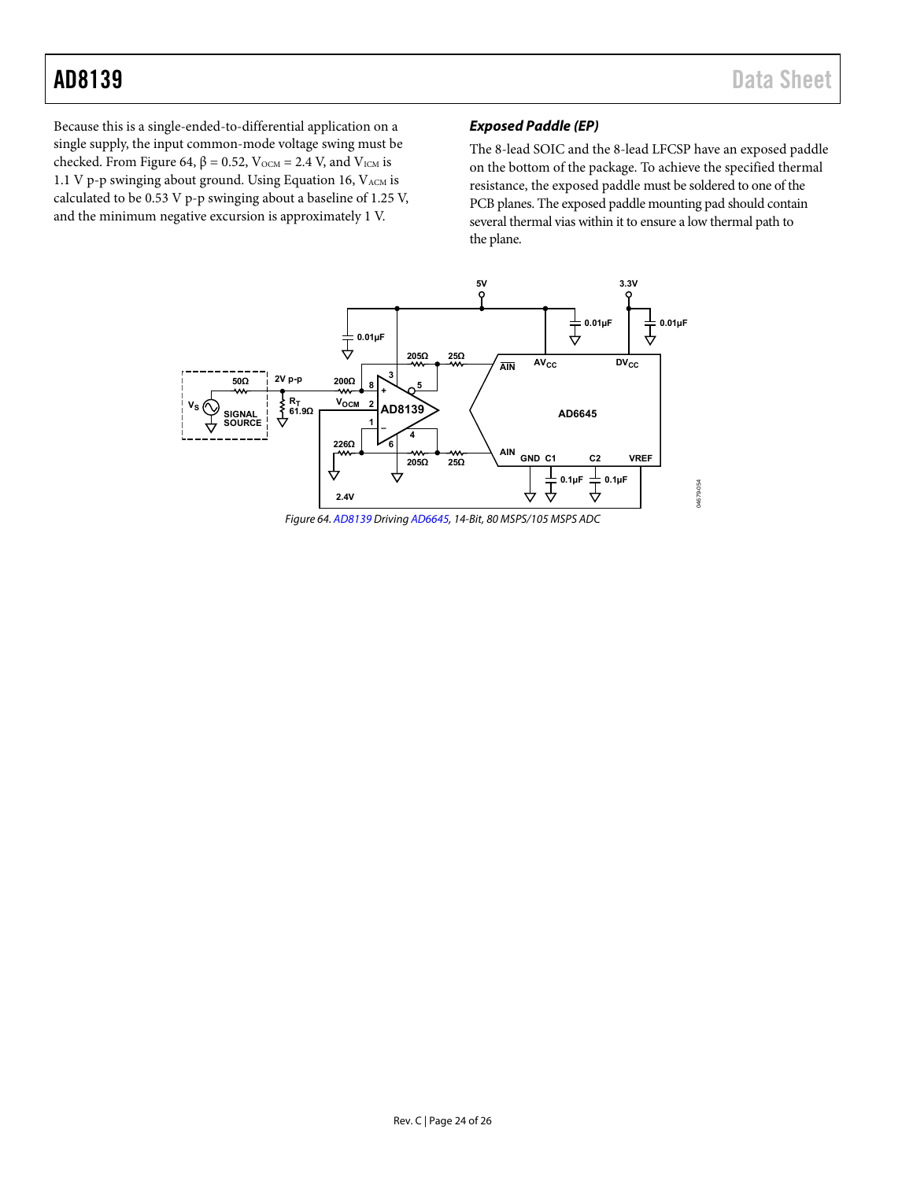Because this is a single-ended-to-differential application on a single supply, the input common-mode voltage swing must be checked. From Figure 64, β = 0.52, $V_{OCM}$ = 2.4 V, and $V_{ICM}$ is 1.1 V p-p swinging about ground. Using Equation 16, $V_{ACM}$ is calculated to be 0.53 V p-p swinging about a baseline of 1.25 V, and the minimum negative excursion is approximately 1 V.

### *Exposed Paddle (EP)*

The 8-lead SOIC and the 8-lead LFCSP have an exposed paddle on the bottom of the package. To achieve the specified thermal resistance, the exposed paddle must be soldered to one of the PCB planes. The exposed paddle mounting pad should contain several thermal vias within it to ensure a low thermal path to the plane.

*Figure 64. AD8139 Driving AD6645, 14-Bit, 80 MSPS/105 MSPS ADC*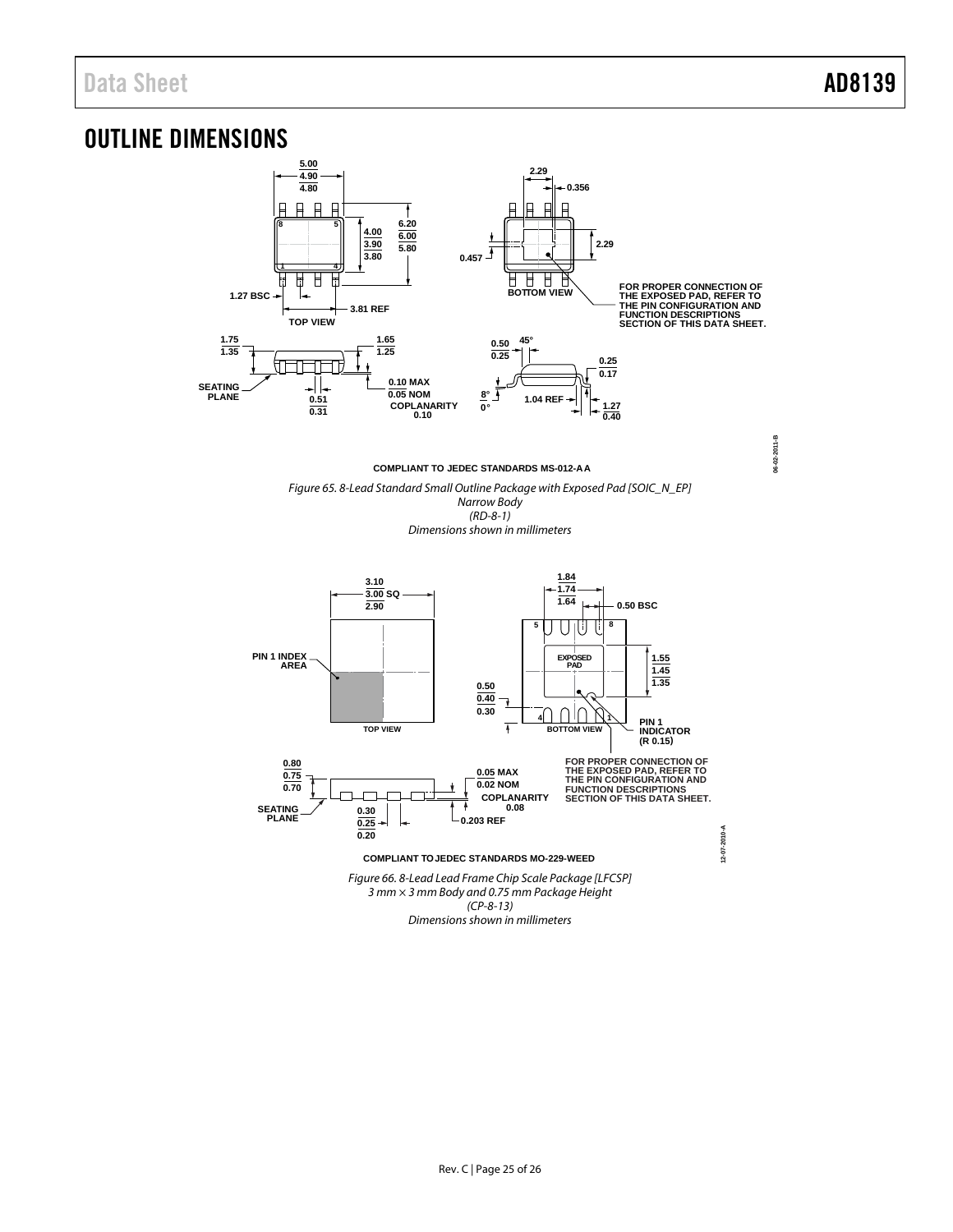## OUTLINE DIMENSIONS

COMPLIANT TO JEDEC STANDARDS MS-012-AA

*Figure 65. 8-Lead Standard Small Outline Package with Exposed Pad [SOIC_N_EP]*
*Narrow Body*
*(RD-8-1)*
*Dimensions shown in millimeters*

COMPLIANT TO JEDEC STANDARDS MO-229-WEED

*Figure 66. 8-Lead Lead Frame Chip Scale Package [LFCSP]*
*3 mm × 3 mm Body and 0.75 mm Package Height*
*(CP-8-13)*
*Dimensions shown in millimeters*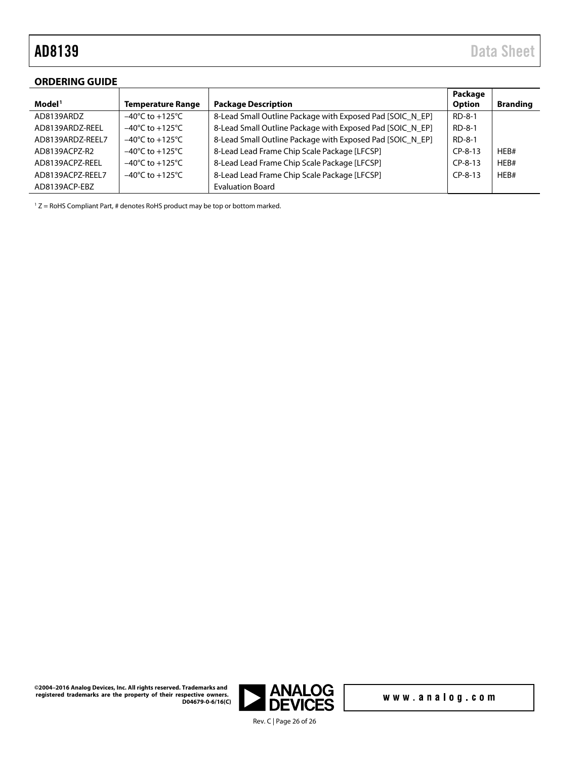## ORDERING GUIDE

| Model[1] | Temperature Range | Package Description | Package Option | Branding |
|---|---|---|---|---|
| AD8139ARDZ | −40°C to +125°C | 8-Lead Small Outline Package with Exposed Pad [SOIC_N_EP] | RD-8-1 | |
| AD8139ARDZ-REEL | −40°C to +125°C | 8-Lead Small Outline Package with Exposed Pad [SOIC_N_EP] | RD-8-1 | |
| AD8139ARDZ-REEL7 | −40°C to +125°C | 8-Lead Small Outline Package with Exposed Pad [SOIC_N_EP] | RD-8-1 | |
| AD8139ACPZ-R2 | −40°C to +125°C | 8-Lead Lead Frame Chip Scale Package [LFCSP] | CP-8-13 | HEB# |
| AD8139ACPZ-REEL | −40°C to +125°C | 8-Lead Lead Frame Chip Scale Package [LFCSP] | CP-8-13 | HEB# |
| AD8139ACPZ-REEL7 | −40°C to +125°C | 8-Lead Lead Frame Chip Scale Package [LFCSP] | CP-8-13 | HEB# |
| AD8139ACP-EBZ | | Evaluation Board | | |

[1] Z = RoHS Compliant Part, # denotes RoHS product may be top or bottom marked.

©2004–2016 Analog Devices, Inc. All rights reserved. Trademarks and registered trademarks are the property of their respective owners. D04679-0-6/16(C)

www.analog.com